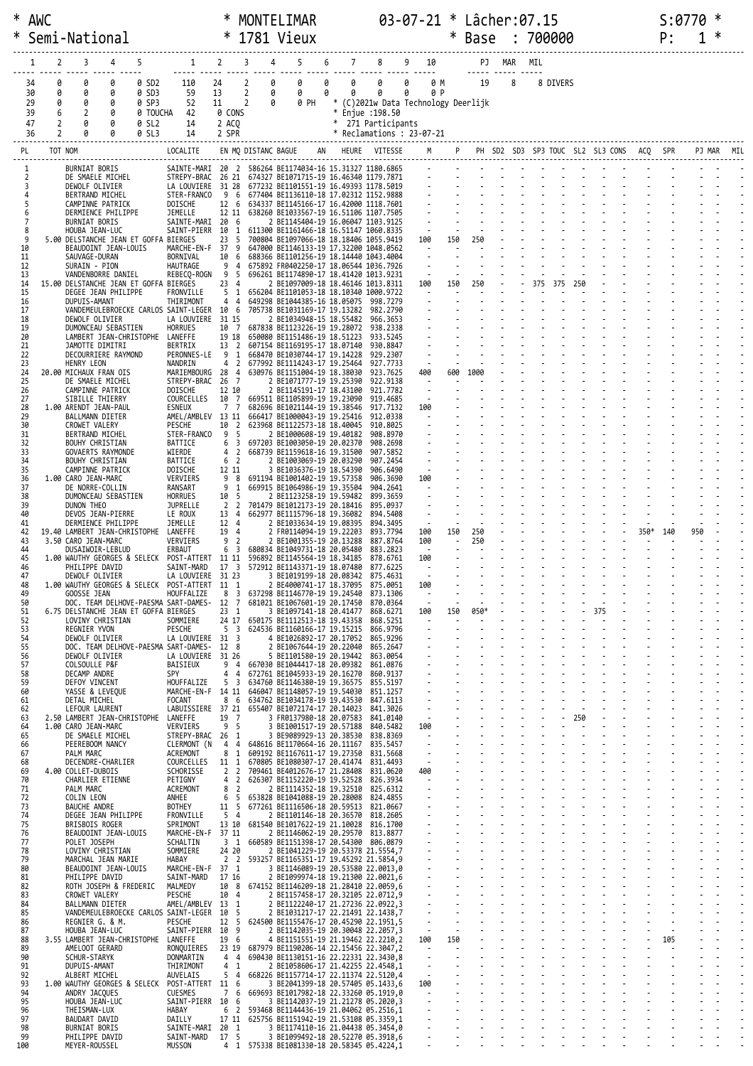```
* AWC                            * MONTELIMAR          03-07-21 * Lâcher:07.15                    S:0770 *
* Semi-National                  * 1781 Vieux                   * Base  : 700000                  P:   1 *

  1     2     3     4     5         1     2     3     4     5     6     7     8     9    10          PJ   MAR   MIL

 34     0     0     0     0 SD2    110    24     2     0     0     0     0     0     0     0 M        19     8   8 DIVERS
 30     0     0     0     0 SD3     59    13     2     0     0     0     0     0     0     0 P
 29     0     0     0     0 SP3     52    11     2     0     0 PH  * (C)2021w Data Technology Deerlijk
 39     6     2     0     0 TOUCHA  42     0 CONS               * Enjue :198.50
 47     2     0     0     0 SL2     14     2 ACQ                *  271 Participants
 36     2     0     0     0 SL3     14     2 SPR                * Reclamations : 23-07-21
```

| PL | TOT | NOM | LOCALITE | EN | MQ | DISTANC | BAGUE AN | HEURE | VITESSE | M | P | PH | SD2 | SD3 | SP3 | TOUC | SL2 | SL3 | CONS | ACQ | SPR | PJ | MAR | MIL |
|---|---|---|---|---|---|---|---|---|---|---|---|---|---|---|---|---|---|---|---|---|---|---|---|---|
| 1 | | BURNIAT BORIS | SAINTE-MARI | 20 | 2 | 586264 | BE1174034-16 | 15.31327 | 1180.6865 | | | | | | | | | | | | | | | |
| 2 | | DE SMAELE MICHEL | STREPY-BRAC | 26 | 21 | 674327 | BE1071715-19 | 16.46340 | 1179.7871 | | | | | | | | | | | | | | | |
| 3 | | DEWOLF OLIVIER | LA LOUVIERE | 31 | 28 | 677232 | BE1101551-19 | 16.49393 | 1178.5019 | | | | | | | | | | | | | | | |
| 4 | | BERTRAND MICHEL | STER-FRANCO | 9 | 6 | 677404 | BE1136110-18 | 17.02312 | 1152.9888 | | | | | | | | | | | | | | | |
| 5 | | CAMPINNE PATRICK | DOISCHE | 12 | 6 | 634337 | BE1145166-17 | 16.42000 | 1118.7601 | | | | | | | | | | | | | | | |
| 6 | | DERMIENCE PHILIPPE | JEMELLE | 12 | 11 | 638260 | BE1033567-19 | 16.51106 | 1107.7505 | | | | | | | | | | | | | | | |
| 7 | | BURNIAT BORIS | SAINTE-MARI | 20 | 6 | 2 | BE1145404-19 | 16.06047 | 1103.9125 | | | | | | | | | | | | | | | |
| 8 | | HOUBA JEAN-LUC | SAINT-PIERR | 10 | 1 | 611300 | BE1161466-18 | 16.51147 | 1060.8335 | | | | | | | | | | | | | | | |
| 9 | 5.00 | DELSTANCHE JEAN ET GOFFA | BIERGES | 23 | 5 | 700804 | BE1097066-18 | 18.18406 | 1055.9419 | 100 | 150 | 250 | | | | | | | | | | | | |
| 10 | | BEAUDOINT JEAN-LOUIS | MARCHE-EN-F | 37 | 9 | 647000 | BE1146133-19 | 17.32200 | 1048.0562 | | | | | | | | | | | | | | | |
| 11 | | SAUVAGE-DURAN | BORNIVAL | 10 | 6 | 688366 | BE1101256-19 | 18.14440 | 1043.4004 | | | | | | | | | | | | | | | |
| 12 | | SURAIN - PION | HAUTRAGE | 9 | 4 | 675892 | FR0402250-17 | 18.06544 | 1036.7926 | | | | | | | | | | | | | | | |
| 13 | | VANDENBORRE DANIEL | REBECQ-ROGN | 9 | 5 | 696261 | BE1174890-17 | 18.41420 | 1013.9231 | | | | | | | | | | | | | | | |
| 14 | 15.00 | DELSTANCHE JEAN ET GOFFA | BIERGES | 23 | 4 | 2 | BE1097009-18 | 18.46146 | 1013.8311 | 100 | 150 | 250 | - | - | 375 | 375 | 250 | | | | | | | |
| 15 | | DEGEE JEAN PHILIPPE | FRONVILLE | 5 | 1 | 656204 | BE1101053-18 | 18.10340 | 1000.9722 | | | | | | | | | | | | | | | |
| 16 | | DUPUIS-AMANT | THIRIMONT | 4 | 4 | 649298 | BE1044385-16 | 18.05075 | 998.7279 | | | | | | | | | | | | | | | |
| 17 | | VANDEMEULEBROECKE CARLOS | SAINT-LEGER | 10 | 6 | 705738 | BE1031169-17 | 19.13282 | 982.2790 | | | | | | | | | | | | | | | |
| 18 | | DEWOLF OLIVIER | LA LOUVIERE | 31 | 15 | 2 | BE1034948-15 | 18.55482 | 966.3653 | | | | | | | | | | | | | | | |
| 19 | | DUMONCEAU SEBASTIEN | HORRUES | 10 | 7 | 687838 | BE1123226-19 | 19.28072 | 938.2338 | | | | | | | | | | | | | | | |
| 20 | | LAMBERT JEAN-CHRISTOPHE | LANEFFE | 19 | 18 | 650080 | BE1151486-19 | 18.51223 | 933.5245 | | | | | | | | | | | | | | | |
| 21 | | JAMOTTE DIMITRI | BERTRIX | 13 | 2 | 607154 | BE1169195-17 | 18.07140 | 930.8847 | | | | | | | | | | | | | | | |
| 22 | | DECOURRIERE RAYMOND | PERONNES-LE | 9 | 1 | 668470 | BE1030744-17 | 19.14228 | 929.2307 | | | | | | | | | | | | | | | |
| 23 | | HENRY LEON | NANDRIN | 4 | 2 | 677992 | BE1114243-17 | 19.25464 | 927.7733 | | | | | | | | | | | | | | | |
| 24 | 20.00 | MICHAUX FRAN OIS | MARIEMBOURG | 28 | 4 | 630976 | BE1151004-19 | 18.38030 | 923.7625 | 400 | 600 | 1000 | | | | | | | | | | | | |
| 25 | | DE SMAELE MICHEL | STREPY-BRAC | 26 | 7 | 2 | BE1071777-19 | 19.25390 | 922.9138 | | | | | | | | | | | | | | | |
| 26 | | CAMPINNE PATRICK | DOISCHE | 12 | 10 | 2 | BE1145191-17 | 18.43100 | 921.7782 | | | | | | | | | | | | | | | |
| 27 | | SIBILLE THIERRY | COURCELLES | 10 | 7 | 669511 | BE1105899-19 | 19.23090 | 919.4685 | | | | | | | | | | | | | | | |
| 28 | 1.00 | ARENDT JEAN-PAUL | ESNEUX | 7 | 7 | 682696 | BE1021144-19 | 19.38546 | 917.7132 | 100 | | | | | | | | | | | | | | |
| 29 | | BALLMANN DIETER | AMEL/AMBLEV | 13 | 11 | 666417 | BE1000043-19 | 19.25416 | 912.0338 | | | | | | | | | | | | | | | |
| 30 | | CROWET VALERY | PESCHE | 10 | 2 | 623968 | BE1122573-18 | 18.40045 | 910.8025 | | | | | | | | | | | | | | | |
| 31 | | BERTRAND MICHEL | STER-FRANCO | 9 | 5 | 2 | BE1000608-19 | 19.40182 | 908.8970 | | | | | | | | | | | | | | | |
| 32 | | BOUHY CHRISTIAN | BATTICE | 6 | 3 | 697203 | BE1003050-19 | 20.02370 | 908.2698 | | | | | | | | | | | | | | | |
| 33 | | GOVAERTS RAYMONDE | WIERDE | 4 | 2 | 668739 | BE1159618-16 | 19.31500 | 907.5852 | | | | | | | | | | | | | | | |
| 34 | | BOUHY CHRISTIAN | BATTICE | 6 | 2 | 2 | BE1003069-19 | 20.03290 | 907.2454 | | | | | | | | | | | | | | | |
| 35 | | CAMPINNE PATRICK | DOISCHE | 12 | 11 | 3 | BE1036376-19 | 18.54390 | 906.6490 | | | | | | | | | | | | | | | |
| 36 | 1.00 | CARO JEAN-MARC | VERVIERS | 9 | 8 | 691194 | BE1001402-19 | 19.57358 | 906.3690 | 100 | | | | | | | | | | | | | | |
| 37 | | DE NORRE-COLLIN | RANSART | 9 | 1 | 669915 | BE1064986-19 | 19.35504 | 904.2641 | | | | | | | | | | | | | | | |
| 38 | | DUMONCEAU SEBASTIEN | HORRUES | 10 | 5 | 2 | BE1123258-19 | 19.59482 | 899.3659 | | | | | | | | | | | | | | | |
| 39 | | DUNON THEO | JUPRELLE | 2 | 2 | 701479 | BE1012173-19 | 20.18416 | 895.0937 | | | | | | | | | | | | | | | |
| 40 | | DEVOS JEAN-PIERRE | LE ROUX | 13 | 4 | 662977 | BE1115796-18 | 19.36082 | 894.5408 | | | | | | | | | | | | | | | |
| 41 | | DERMIENCE PHILIPPE | JEMELLE | 12 | 4 | 2 | BE1033634-19 | 19.08395 | 894.3495 | | | | | | | | | | | | | | | |
| 42 | 19.40 | LAMBERT JEAN-CHRISTOPHE | LANEFFE | 19 | 4 | 2 | FR0114094-19 | 19.22203 | 893.7794 | 100 | 150 | 250 | | | | | | | | 350* | 140 | 950 | | |
| 43 | 3.50 | CARO JEAN-MARC | VERVIERS | 9 | 2 | 2 | BE1001355-19 | 20.13288 | 887.8764 | 100 | - | 250 | | | | | | | | | | | | |
| 44 | | DUSAIWOIR-LEBLUD | ERBAUT | 6 | 3 | 680834 | BE1049731-18 | 20.05480 | 883.2823 | | | | | | | | | | | | | | | |
| 45 | 1.00 | WAUTHY GEORGES & SELECK | POST-ATTERT | 11 | 11 | 596892 | BE1145564-19 | 18.34185 | 878.6761 | 100 | | | | | | | | | | | | | | |
| 46 | | PHILIPPE DAVID | SAINT-MARD | 17 | 3 | 572912 | BE1143371-19 | 18.07480 | 877.6225 | | | | | | | | | | | | | | | |
| 47 | | DEWOLF OLIVIER | LA LOUVIERE | 31 | 23 | 3 | BE1019199-18 | 20.08342 | 875.4631 | | | | | | | | | | | | | | | |
| 48 | 1.00 | WAUTHY GEORGES & SELECK | POST-ATTERT | 11 | 1 | 2 | BE4000741-17 | 18.37095 | 875.0051 | 100 | | | | | | | | | | | | | | |
| 49 | | GOOSSE JEAN | HOUFFALIZE | 8 | 3 | 637298 | BE1146770-19 | 19.24540 | 873.1306 | | | | | | | | | | | | | | | |
| 50 | | DOC. TEAM DELHOVE-PAESMA | SART-DAMES- | 12 | 7 | 681021 | BE1067601-19 | 20.17450 | 870.0364 | | | | | | | | | | | | | | | |
| 51 | 6.75 | DELSTANCHE JEAN ET GOFFA | BIERGES | 23 | 1 | 3 | BE1097141-18 | 20.41477 | 868.6271 | 100 | 150 | 050* | | | | | | 375 | | | | | | |
| 52 | | LOVINY CHRISTIAN | SOMMIERE | 24 | 17 | 650175 | BE1112513-18 | 19.43358 | 868.5251 | | | | | | | | | | | | | | | |
| 53 | | REGNIER YVON | PESCHE | 5 | 3 | 624536 | BE1160166-17 | 19.15215 | 866.9796 | | | | | | | | | | | | | | | |
| 54 | | DEWOLF OLIVIER | LA LOUVIERE | 31 | 3 | 4 | BE1026892-17 | 20.17052 | 865.9296 | | | | | | | | | | | | | | | |
| 55 | | DOC. TEAM DELHOVE-PAESMA | SART-DAMES- | 12 | 8 | 2 | BE1067644-19 | 20.22040 | 865.2647 | | | | | | | | | | | | | | | |
| 56 | | DEWOLF OLIVIER | LA LOUVIERE | 31 | 26 | 5 | BE1101580-19 | 20.19442 | 863.0054 | | | | | | | | | | | | | | | |
| 57 | | COLSOULLE P&F | BAISIEUX | 9 | 4 | 667030 | BE1044417-18 | 20.09382 | 861.0876 | | | | | | | | | | | | | | | |
| 58 | | DECAMP ANDRE | SPY | 4 | 4 | 672761 | BE1045933-19 | 20.16270 | 860.9137 | | | | | | | | | | | | | | | |
| 59 | | DEFOY VINCENT | HOUFFALIZE | 5 | 3 | 634760 | BE1146380-19 | 19.36575 | 855.5197 | | | | | | | | | | | | | | | |
| 60 | | YASSE & LEVEQUE | MARCHE-EN-F | 14 | 11 | 646047 | BE1148057-19 | 19.54030 | 851.1257 | | | | | | | | | | | | | | | |
| 61 | | DETAL MICHEL | FOCANT | 8 | 6 | 634762 | BE1034178-19 | 19.43530 | 847.6113 | | | | | | | | | | | | | | | |
| 62 | | LEFOUR LAURENT | LABUISSIERE | 37 | 21 | 655407 | BE1072174-17 | 20.14023 | 841.3026 | | | | | | | | | | | | | | | |
| 63 | 2.50 | LAMBERT JEAN-CHRISTOPHE | LANEFFE | 19 | 7 | 3 | FR0137980-18 | 20.07583 | 841.0140 | | | | | | | | 250 | | | | | | | |
| 64 | 1.00 | CARO JEAN-MARC | VERVIERS | 9 | 5 | 3 | BE1001517-19 | 20.57188 | 840.5482 | 100 | | | | | | | | | | | | | | |
| 65 | | DE SMAELE MICHEL | STREPY-BRAC | 26 | 1 | 3 | BE9089929-13 | 20.38530 | 838.8369 | | | | | | | | | | | | | | | |
| 66 | | PEEREBOOM NANCY | CLERMONT (N | 4 | 4 | 648616 | BE1170664-16 | 20.11167 | 835.5457 | | | | | | | | | | | | | | | |
| 67 | | PALM MARC | ACREMONT | 8 | 1 | 609192 | BE1167611-17 | 19.27350 | 831.5668 | | | | | | | | | | | | | | | |
| 68 | | DECENDRE-CHARLIER | COURCELLES | 11 | 1 | 670805 | BE1080307-17 | 20.41474 | 831.4493 | | | | | | | | | | | | | | | |
| 69 | 4.00 | COLLET-DUBOIS | SCHORISSE | 2 | 2 | 709461 | BE4012676-17 | 21.28408 | 831.0620 | 400 | | | | | | | | | | | | | | |
| 70 | | CHARLIER ETIENNE | PETIGNY | 4 | 2 | 626307 | BE1152220-19 | 19.52528 | 826.3934 | | | | | | | | | | | | | | | |
| 71 | | PALM MARC | ACREMONT | 8 | 2 | 2 | BE1114352-18 | 19.32510 | 825.6312 | | | | | | | | | | | | | | | |
| 72 | | COLIN LEON | ANHEE | 6 | 5 | 653828 | BE1041088-19 | 20.28008 | 824.4855 | | | | | | | | | | | | | | | |
| 73 | | BAUCHE ANDRE | BOTHEY | 11 | 5 | 677261 | BE1116506-18 | 20.59513 | 821.0667 | | | | | | | | | | | | | | | |
| 74 | | DEGEE JEAN PHILIPPE | FRONVILLE | 5 | 4 | 2 | BE1101146-18 | 20.36570 | 818.2605 | | | | | | | | | | | | | | | |
| 75 | | BRISBOIS ROGER | SPRIMONT | 13 | 10 | 681540 | BE1017622-19 | 21.10028 | 816.1700 | | | | | | | | | | | | | | | |
| 76 | | BEAUDOINT JEAN-LOUIS | MARCHE-EN-F | 37 | 11 | 2 | BE1146062-19 | 20.29570 | 813.8877 | | | | | | | | | | | | | | | |
| 77 | | POLET JOSEPH | SCHALTIN | 3 | 1 | 660589 | BE1151398-17 | 20.54300 | 806.0879 | | | | | | | | | | | | | | | |
| 78 | | LOVINY CHRISTIAN | SOMMIERE | 24 | 20 | 2 | BE1041229-19 | 20.53378 | 21.5554,7 | | | | | | | | | | | | | | | |
| 79 | | MARCHAL JEAN MARIE | HABAY | 2 | 2 | 593257 | BE1165351-17 | 19.45292 | 21.5854,9 | | | | | | | | | | | | | | | |
| 80 | | BEAUDOINT JEAN-LOUIS | MARCHE-EN-F | 37 | 1 | 3 | BE1146089-19 | 20.53580 | 22.0013,0 | | | | | | | | | | | | | | | |
| 81 | | PHILIPPE DAVID | SAINT-MARD | 17 | 16 | 2 | BE1099974-18 | 19.21300 | 22.0021,6 | | | | | | | | | | | | | | | |
| 82 | | ROTH JOSEPH & FREDERIC | MALMEDY | 10 | 8 | 674152 | BE1146209-18 | 21.28410 | 22.0059,6 | | | | | | | | | | | | | | | |
| 83 | | CROWET VALERY | PESCHE | 10 | 4 | 2 | BE1157458-17 | 20.32105 | 22.0712,9 | | | | | | | | | | | | | | | |
| 84 | | BALLMANN DIETER | AMEL/AMBLEV | 13 | 1 | 2 | BE1122240-17 | 21.27236 | 22.0922,3 | | | | | | | | | | | | | | | |
| 85 | | VANDEMEULEBROECKE CARLOS | SAINT-LEGER | 10 | 5 | 2 | BE1031217-17 | 22.21491 | 22.1438,7 | | | | | | | | | | | | | | | |
| 86 | | REGNIER G. & M. | PESCHE | 12 | 5 | 624500 | BE1155476-17 | 20.45290 | 22.1951,5 | | | | | | | | | | | | | | | |
| 87 | | HOUBA JEAN-LUC | SAINT-PIERR | 10 | 9 | 2 | BE1142035-19 | 20.30048 | 22.2057,3 | | | | | | | | | | | | | | | |
| 88 | 3.55 | LAMBERT JEAN-CHRISTOPHE | LANEFFE | 19 | 6 | 4 | BE1151551-19 | 21.19462 | 22.2210,2 | 100 | 150 | | | | | | | | | | 105 | | | |
| 89 | | AMELOOT GERARD | RONQUIERES | 23 | 19 | 687979 | BE1190206-14 | 22.15456 | 22.3047,2 | | | | | | | | | | | | | | | |
| 90 | | SCHUR-STARYK | DONMARTIN | 4 | 4 | 690430 | BE1130151-16 | 22.22331 | 22.3430,8 | | | | | | | | | | | | | | | |
| 91 | | DUPUIS-AMANT | THIRIMONT | 4 | 1 | 2 | BE1058606-17 | 21.42255 | 22.4548,1 | | | | | | | | | | | | | | | |
| 92 | | ALBERT MICHEL | AUVELAIS | 5 | 4 | 668226 | BE1157714-17 | 22.11374 | 22.5120,4 | | | | | | | | | | | | | | | |
| 93 | 1.00 | WAUTHY GEORGES & SELECK | POST-ATTERT | 11 | 6 | 3 | BE2041399-18 | 20.57405 | 05.1433,6 | 100 | | | | | | | | | | | | | | |
| 94 | | ANDRY JACQUES | CUESMES | 7 | 6 | 669693 | BE1017982-18 | 22.33260 | 05.1919,0 | | | | | | | | | | | | | | | |
| 95 | | HOUBA JEAN-LUC | SAINT-PIERR | 10 | 6 | 3 | BE1142037-19 | 21.21278 | 05.2020,3 | | | | | | | | | | | | | | | |
| 96 | | THEISMAN-LUX | HABAY | 6 | 2 | 593468 | BE1144436-19 | 21.04062 | 05.2516,1 | | | | | | | | | | | | | | | |
| 97 | | BAUDART DAVID | DAILLY | 17 | 11 | 625756 | BE1151942-19 | 21.53108 | 05.3359,1 | | | | | | | | | | | | | | | |
| 98 | | BURNIAT BORIS | SAINTE-MARI | 20 | 1 | 3 | BE1174110-16 | 21.04438 | 05.3454,0 | | | | | | | | | | | | | | | |
| 99 | | PHILIPPE DAVID | SAINT-MARD | 17 | 5 | 3 | BE1099462-18 | 20.52270 | 05.3918,6 | | | | | | | | | | | | | | | |
| 100 | | MEYER-ROUSSEL | MUSSON | 4 | 1 | 575338 | BE1081330-18 | 20.58345 | 05.4224,1 | | | | | | | | | | | | | | | |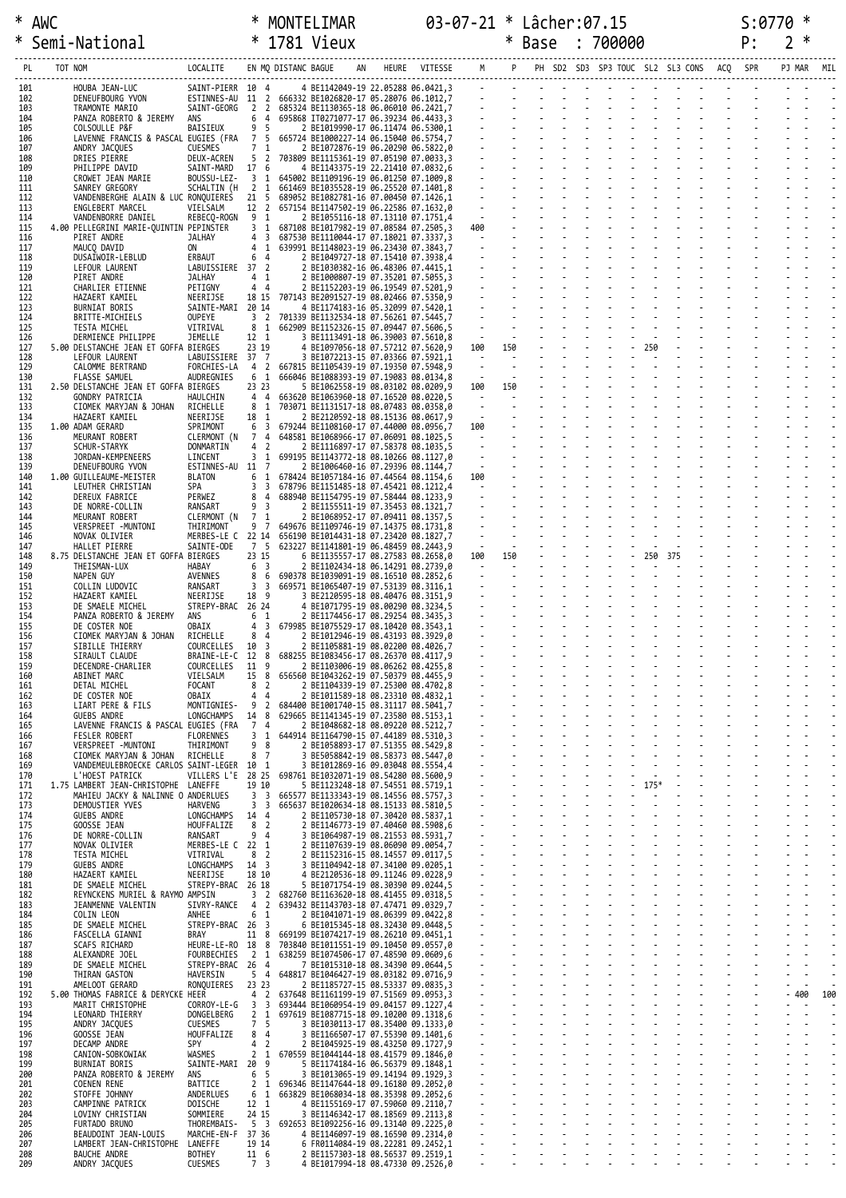* AWC * MONTELIMAR 03-07-21 * Lâcher:07.15 S:0770 *
* Semi-National * 1781 Vieux * Base : 700000 P: 2 *

| PL | TOT | NOM | LOCALITE | EN | MQ | DISTANC | BAGUE | AN | HEURE | VITESSE | M | P | PH | SD2 | SD3 | SP3 | TOUC | SL2 | SL3 | CONS | ACQ | SPR | PJ | MAR | MIL |
|---|---|---|---|---|---|---|---|---|---|---|---|---|---|---|---|---|---|---|---|---|---|---|---|---|---|
| 101 | | HOUBA JEAN-LUC | SAINT-PIERR | 10 | 4 | 4 | BE1142049-19 | | 22.05288 | 06.0421,3 | - | - | - | - | - | - | - | - | - | - | - | - | - | - | - |
| 102 | | DENEUFBOURG YVON | ESTINNES-AU | 11 | 2 | 666332 | BE1026820-17 | | 05.28076 | 06.1012,7 | - | - | - | - | - | - | - | - | - | - | - | - | - | - | - |
| 103 | | TRAMONTE MARIO | SAINT-GEORG | 2 | 2 | 685324 | BE1130365-18 | | 06.06010 | 06.2421,7 | - | - | - | - | - | - | - | - | - | - | - | - | - | - | - |
| 104 | | PANZA ROBERTO & JEREMY | ANS | 6 | 4 | 695868 | IT0271077-17 | | 06.39234 | 06.4433,3 | - | - | - | - | - | - | - | - | - | - | - | - | - | - | - |
| 105 | | COLSOULLE P&F | BAISIEUX | 9 | 5 | 2 | BE1019990-17 | | 06.11474 | 06.5300,1 | - | - | - | - | - | - | - | - | - | - | - | - | - | - | - |
| 106 | | LAVENNE FRANCIS & PASCAL | EUGIES (FRA | 7 | 5 | 665724 | BE1000227-14 | | 06.15040 | 06.5754,7 | - | - | - | - | - | - | - | - | - | - | - | - | - | - | - |
| 107 | | ANDRY JACQUES | CUESMES | 7 | 1 | 2 | BE1072876-19 | | 06.20290 | 06.5822,0 | - | - | - | - | - | - | - | - | - | - | - | - | - | - | - |
| 108 | | DRIES PIERRE | DEUX-ACREN | 5 | 2 | 703809 | BE1115361-19 | | 07.05190 | 07.0033,3 | - | - | - | - | - | - | - | - | - | - | - | - | - | - | - |
| 109 | | PHILIPPE DAVID | SAINT-MARD | 17 | 6 | 4 | BE1143375-19 | | 22.21410 | 07.0832,6 | - | - | - | - | - | - | - | - | - | - | - | - | - | - | - |
| 110 | | CROWET JEAN MARIE | BOUSSU-LEZ- | 3 | 1 | 645002 | BE1109196-19 | | 06.01250 | 07.1009,8 | - | - | - | - | - | - | - | - | - | - | - | - | - | - | - |
| 111 | | SANREY GREGORY | SCHALTIN (H | 2 | 1 | 661469 | BE1035528-19 | | 06.25520 | 07.1401,8 | - | - | - | - | - | - | - | - | - | - | - | - | - | - | - |
| 112 | | VANDENBERGHE ALAIN & LUC | RONQUIERES | 21 | 5 | 689052 | BE1082781-16 | | 07.00450 | 07.1426,1 | - | - | - | - | - | - | - | - | - | - | - | - | - | - | - |
| 113 | | ENGLEBERT MARCEL | VIELSALM | 12 | 2 | 657154 | BE1147502-19 | | 06.22586 | 07.1632,0 | - | - | - | - | - | - | - | - | - | - | - | - | - | - | - |
| 114 | | VANDENBORRE DANIEL | REBECQ-ROGN | 9 | 1 | 2 | BE1055116-18 | | 07.13110 | 07.1751,4 | - | - | - | - | - | - | - | - | - | - | - | - | - | - | - |
| 115 | 4.00 | PELLEGRINI MARIE-QUINTIN | PEPINSTER | 3 | 1 | 687108 | BE1017982-19 | | 07.08584 | 07.2505,3 | 400 | | - | - | - | - | - | - | - | - | - | - | - | - | - |
| 116 | | PIRET ANDRE | JALHAY | 4 | 3 | 687530 | BE1110044-17 | | 07.18021 | 07.3337,3 | - | - | - | - | - | - | - | - | - | - | - | - | - | - | - |
| 117 | | MAUCQ DAVID | ON | 4 | 1 | 639991 | BE1148023-19 | | 06.23430 | 07.3843,7 | - | - | - | - | - | - | - | - | - | - | - | - | - | - | - |
| 118 | | DUSAIWOIR-LEBLUD | ERBAUT | 6 | 4 | 2 | BE1049727-18 | | 07.15410 | 07.3938,4 | - | - | - | - | - | - | - | - | - | - | - | - | - | - | - |
| 119 | | LEFOUR LAURENT | LABUISSIERE | 37 | 2 | 2 | BE1030382-16 | | 06.48306 | 07.4415,1 | - | - | - | - | - | - | - | - | - | - | - | - | - | - | - |
| 120 | | PIRET ANDRE | JALHAY | 4 | 1 | 2 | BE1000807-19 | | 07.35201 | 07.5055,3 | - | - | - | - | - | - | - | - | - | - | - | - | - | - | - |
| 121 | | CHARLIER ETIENNE | PETIGNY | 4 | 4 | 2 | BE1152203-19 | | 06.19549 | 07.5201,9 | - | - | - | - | - | - | - | - | - | - | - | - | - | - | - |
| 122 | | HAZAERT KAMIEL | NEERIJSE | 18 | 15 | 707143 | BE2091527-19 | | 08.02466 | 07.5350,9 | - | - | - | - | - | - | - | - | - | - | - | - | - | - | - |
| 123 | | BURNIAT BORIS | SAINTE-MARI | 20 | 14 | 4 | BE1174183-16 | | 05.32099 | 07.5420,1 | - | - | - | - | - | - | - | - | - | - | - | - | - | - | - |
| 124 | | BRITTE-MICHIELS | OUPEYE | 3 | 2 | 701339 | BE1132534-18 | | 07.56261 | 07.5445,7 | - | - | - | - | - | - | - | - | - | - | - | - | - | - | - |
| 125 | | TESTA MICHEL | VITRIVAL | 8 | 1 | 662909 | BE1152326-15 | | 07.09447 | 07.5606,5 | - | - | - | - | - | - | - | - | - | - | - | - | - | - | - |
| 126 | | DERMIENCE PHILIPPE | JEMELLE | 12 | 1 | 3 | BE1113491-18 | | 06.39003 | 07.5610,8 | - | - | - | - | - | - | - | - | - | - | - | - | - | - | - |
| 127 | 5.00 | DELSTANCHE JEAN ET GOFFA | BIERGES | 23 | 19 | 4 | BE1097056-18 | | 07.57212 | 07.5620,9 | 100 | 150 | - | - | - | - | - | 250 | - | - | - | - | - | - | - |
| 128 | | LEFOUR LAURENT | LABUISSIERE | 37 | 7 | 3 | BE1072213-15 | | 07.03366 | 07.5921,1 | - | - | - | - | - | - | - | - | - | - | - | - | - | - | - |
| 129 | | CALOMME BERTRAND | FORCHIES-LA | 4 | 2 | 667815 | BE1105439-19 | | 07.19350 | 07.5948,9 | - | - | - | - | - | - | - | - | - | - | - | - | - | - | - |
| 130 | | FLASSE SAMUEL | AUDREGNIES | 6 | 1 | 666046 | BE1088393-19 | | 07.19083 | 08.0134,8 | - | - | - | - | - | - | - | - | - | - | - | - | - | - | - |
| 131 | 2.50 | DELSTANCHE JEAN ET GOFFA | BIERGES | 23 | 23 | 5 | BE1062558-19 | | 08.03102 | 08.0209,9 | 100 | 150 | - | - | - | - | - | - | - | - | - | - | - | - | - |
| 132 | | GONDRY PATRICIA | HAULCHIN | 4 | 4 | 663620 | BE1063960-18 | | 07.16520 | 08.0220,5 | - | - | - | - | - | - | - | - | - | - | - | - | - | - | - |
| 133 | | CIOMEK MARYJAN & JOHAN | RICHELLE | 8 | 1 | 703071 | BE1131517-18 | | 08.07483 | 08.0358,0 | - | - | - | - | - | - | - | - | - | - | - | - | - | - | - |
| 134 | | HAZAERT KAMIEL | NEERIJSE | 18 | 1 | 2 | BE2120592-18 | | 08.15136 | 08.0617,9 | - | - | - | - | - | - | - | - | - | - | - | - | - | - | - |
| 135 | 1.00 | ADAM GERARD | SPRIMONT | 6 | 3 | 679244 | BE1108160-17 | | 07.44000 | 08.0956,7 | 100 | - | - | - | - | - | - | - | - | - | - | - | - | - | - |
| 136 | | MEURANT ROBERT | CLERMONT (N | 7 | 4 | 648581 | BE1068966-17 | | 07.06091 | 08.1025,5 | - | - | - | - | - | - | - | - | - | - | - | - | - | - | - |
| 137 | | SCHUR-STARYK | DONMARTIN | 4 | 2 | 2 | BE1116897-17 | | 07.58378 | 08.1035,5 | - | - | - | - | - | - | - | - | - | - | - | - | - | - | - |
| 138 | | JORDAN-KEMPENEERS | LINCENT | 3 | 1 | 699195 | BE1143772-18 | | 08.10266 | 08.1127,0 | - | - | - | - | - | - | - | - | - | - | - | - | - | - | - |
| 139 | | DENEUFBOURG YVON | ESTINNES-AU | 11 | 7 | 2 | BE1006460-16 | | 07.29396 | 08.1144,7 | - | - | - | - | - | - | - | - | - | - | - | - | - | - | - |
| 140 | 1.00 | GUILLEAUME-MEISTER | BLATON | 6 | 1 | 678424 | BE1057184-16 | | 07.44564 | 08.1154,6 | 100 | - | - | - | - | - | - | - | - | - | - | - | - | - | - |
| 141 | | LEUTHER CHRISTIAN | SPA | 3 | 3 | 678796 | BE1151485-18 | | 07.45421 | 08.1212,4 | - | - | - | - | - | - | - | - | - | - | - | - | - | - | - |
| 142 | | DEREUX FABRICE | PERWEZ | 8 | 4 | 688940 | BE1154795-19 | | 07.58444 | 08.1233,9 | - | - | - | - | - | - | - | - | - | - | - | - | - | - | - |
| 143 | | DE NORRE-COLLIN | RANSART | 9 | 3 | 2 | BE1155511-19 | | 07.35453 | 08.1321,7 | - | - | - | - | - | - | - | - | - | - | - | - | - | - | - |
| 144 | | MEURANT ROBERT | CLERMONT (N | 7 | 1 | 2 | BE1068952-17 | | 07.09411 | 08.1357,5 | - | - | - | - | - | - | - | - | - | - | - | - | - | - | - |
| 145 | | VERSPREET -MUNTONI | THIRIMONT | 9 | 7 | 649676 | BE1109746-19 | | 07.14375 | 08.1731,8 | - | - | - | - | - | - | - | - | - | - | - | - | - | - | - |
| 146 | | NOVAK OLIVIER | MERBES-LE C | 22 | 14 | 656190 | BE1014431-18 | | 07.23420 | 08.1827,7 | - | - | - | - | - | - | - | - | - | - | - | - | - | - | - |
| 147 | | HALLET PIERRE | SAINTE-ODE | 7 | 5 | 623227 | BE1141801-19 | | 06.48459 | 08.2443,9 | - | - | - | - | - | - | - | - | - | - | - | - | - | - | - |
| 148 | 8.75 | DELSTANCHE JEAN ET GOFFA | BIERGES | 23 | 15 | 6 | BE1135557-17 | | 08.27583 | 08.2658,0 | 100 | 150 | - | - | - | - | - | 250 | 375 | - | - | - | - | - | - |
| 149 | | THEISMAN-LUX | HABAY | 6 | 3 | 2 | BE1102434-18 | | 06.14291 | 08.2739,0 | - | - | - | - | - | - | - | - | - | - | - | - | - | - | - |
| 150 | | NAPEN GUY | AVENNES | 8 | 6 | 690378 | BE1039091-19 | | 08.16510 | 08.2852,6 | - | - | - | - | - | - | - | - | - | - | - | - | - | - | - |
| 151 | | COLLIN LUDOVIC | RANSART | 3 | 3 | 669571 | BE1065407-19 | | 07.53139 | 08.3116,1 | - | - | - | - | - | - | - | - | - | - | - | - | - | - | - |
| 152 | | HAZAERT KAMIEL | NEERIJSE | 18 | 9 | 3 | BE2120595-18 | | 08.40476 | 08.3151,9 | - | - | - | - | - | - | - | - | - | - | - | - | - | - | - |
| 153 | | DE SMAELE MICHEL | STREPY-BRAC | 26 | 24 | 4 | BE1071795-19 | | 08.00290 | 08.3234,5 | - | - | - | - | - | - | - | - | - | - | - | - | - | - | - |
| 154 | | PANZA ROBERTO & JEREMY | ANS | 6 | 1 | 2 | BE1174456-17 | | 08.29254 | 08.3435,3 | - | - | - | - | - | - | - | - | - | - | - | - | - | - | - |
| 155 | | DE COSTER NOE | OBAIX | 4 | 3 | 679985 | BE1075529-17 | | 08.10420 | 08.3543,1 | - | - | - | - | - | - | - | - | - | - | - | - | - | - | - |
| 156 | | CIOMEK MARYJAN & JOHAN | RICHELLE | 8 | 4 | 2 | BE1012946-19 | | 08.43193 | 08.3929,0 | - | - | - | - | - | - | - | - | - | - | - | - | - | - | - |
| 157 | | SIBILLE THIERRY | COURCELLES | 10 | 3 | 2 | BE1105881-19 | | 08.02200 | 08.4026,7 | - | - | - | - | - | - | - | - | - | - | - | - | - | - | - |
| 158 | | SIRAULT CLAUDE | BRAINE-LE-C | 12 | 8 | 688255 | BE1083456-17 | | 08.26370 | 08.4117,9 | - | - | - | - | - | - | - | - | - | - | - | - | - | - | - |
| 159 | | DECENDRE-CHARLIER | COURCELLES | 11 | 9 | 2 | BE1103006-19 | | 08.06262 | 08.4255,8 | - | - | - | - | - | - | - | - | - | - | - | - | - | - | - |
| 160 | | ABINET MARC | VIELSALM | 15 | 8 | 656560 | BE1043262-19 | | 07.50379 | 08.4455,9 | - | - | - | - | - | - | - | - | - | - | - | - | - | - | - |
| 161 | | DETAL MICHEL | FOCANT | 8 | 2 | 2 | BE1104339-19 | | 07.25300 | 08.4702,8 | - | - | - | - | - | - | - | - | - | - | - | - | - | - | - |
| 162 | | DE COSTER NOE | OBAIX | 4 | 4 | 2 | BE1011589-18 | | 08.23310 | 08.4832,1 | - | - | - | - | - | - | - | - | - | - | - | - | - | - | - |
| 163 | | LIART PERE & FILS | MONTIGNIES- | 9 | 2 | 684400 | BE1001740-15 | | 08.31117 | 08.5041,7 | - | - | - | - | - | - | - | - | - | - | - | - | - | - | - |
| 164 | | GUEBS ANDRE | LONGCHAMPS | 14 | 8 | 629665 | BE1141345-19 | | 07.23580 | 08.5153,1 | - | - | - | - | - | - | - | - | - | - | - | - | - | - | - |
| 165 | | LAVENNE FRANCIS & PASCAL | EUGIES (FRA | 7 | 4 | 2 | BE1048682-18 | | 08.09220 | 08.5212,7 | - | - | - | - | - | - | - | - | - | - | - | - | - | - | - |
| 166 | | FESLER ROBERT | FLORENNES | 3 | 1 | 644914 | BE1164790-15 | | 07.44189 | 08.5310,3 | - | - | - | - | - | - | - | - | - | - | - | - | - | - | - |
| 167 | | VERSPREET -MUNTONI | THIRIMONT | 9 | 8 | 2 | BE1058893-17 | | 07.51355 | 08.5429,8 | - | - | - | - | - | - | - | - | - | - | - | - | - | - | - |
| 168 | | CIOMEK MARYJAN & JOHAN | RICHELLE | 8 | 7 | 3 | BE5058842-19 | | 08.58373 | 08.5447,0 | - | - | - | - | - | - | - | - | - | - | - | - | - | - | - |
| 169 | | VANDEMEULEBROECKE CARLOS | SAINT-LEGER | 10 | 1 | 3 | BE1012869-16 | | 09.03048 | 08.5554,4 | - | - | - | - | - | - | - | - | - | - | - | - | - | - | - |
| 170 | | L'HOEST PATRICK | VILLERS L'E | 28 | 25 | 698761 | BE1032071-19 | | 08.54280 | 08.5600,9 | - | - | - | - | - | - | - | - | - | - | - | - | - | - | - |
| 171 | 1.75 | LAMBERT JEAN-CHRISTOPHE | LANEFFE | 19 | 10 | 5 | BE1123248-18 | | 07.54551 | 08.5719,1 | - | - | - | - | - | - | - | 175* | - | - | - | - | - | - | - |
| 172 | | MAHIEU JACKY & NALINNE O | ANDERLUES | 3 | 3 | 665577 | BE1133343-19 | | 08.14556 | 08.5757,3 | - | - | - | - | - | - | - | - | - | - | - | - | - | - | - |
| 173 | | DEMOUSTIER YVES | HARVENG | 3 | 3 | 665637 | BE1020634-18 | | 08.15133 | 08.5810,5 | - | - | - | - | - | - | - | - | - | - | - | - | - | - | - |
| 174 | | GUEBS ANDRE | LONGCHAMPS | 14 | 4 | 2 | BE1105730-18 | | 07.30420 | 08.5837,1 | - | - | - | - | - | - | - | - | - | - | - | - | - | - | - |
| 175 | | GOOSSE JEAN | HOUFFALIZE | 8 | 2 | 2 | BE1146773-19 | | 07.40460 | 08.5908,6 | - | - | - | - | - | - | - | - | - | - | - | - | - | - | - |
| 176 | | DE NORRE-COLLIN | RANSART | 9 | 4 | 3 | BE1064987-19 | | 08.21553 | 08.5931,7 | - | - | - | - | - | - | - | - | - | - | - | - | - | - | - |
| 177 | | NOVAK OLIVIER | MERBES-LE C | 22 | 1 | 2 | BE1107639-19 | | 08.06090 | 09.0054,7 | - | - | - | - | - | - | - | - | - | - | - | - | - | - | - |
| 178 | | TESTA MICHEL | VITRIVAL | 8 | 2 | 2 | BE1152316-15 | | 08.14557 | 09.0117,5 | - | - | - | - | - | - | - | - | - | - | - | - | - | - | - |
| 179 | | GUEBS ANDRE | LONGCHAMPS | 14 | 3 | 3 | BE1104942-18 | | 07.34100 | 09.0205,1 | - | - | - | - | - | - | - | - | - | - | - | - | - | - | - |
| 180 | | HAZAERT KAMIEL | NEERIJSE | 18 | 10 | 4 | BE2120536-18 | | 09.11246 | 09.0228,9 | - | - | - | - | - | - | - | - | - | - | - | - | - | - | - |
| 181 | | DE SMAELE MICHEL | STREPY-BRAC | 26 | 18 | 5 | BE1071754-19 | | 08.30390 | 09.0244,5 | - | - | - | - | - | - | - | - | - | - | - | - | - | - | - |
| 182 | | REYNCKENS MURIEL & RAYMO | AMPSIN | 3 | 2 | 682760 | BE1163620-18 | | 08.41455 | 09.0318,5 | - | - | - | - | - | - | - | - | - | - | - | - | - | - | - |
| 183 | | JEANMENNE VALENTIN | SIVRY-RANCE | 4 | 2 | 639432 | BE1143703-18 | | 07.47471 | 09.0329,7 | - | - | - | - | - | - | - | - | - | - | - | - | - | - | - |
| 184 | | COLIN LEON | ANHEE | 6 | 1 | 2 | BE1041071-19 | | 08.06399 | 09.0422,8 | - | - | - | - | - | - | - | - | - | - | - | - | - | - | - |
| 185 | | DE SMAELE MICHEL | STREPY-BRAC | 26 | 3 | 6 | BE1015345-18 | | 08.32430 | 09.0448,5 | - | - | - | - | - | - | - | - | - | - | - | - | - | - | - |
| 186 | | FASCELLA GIANNI | BRAY | 11 | 8 | 669199 | BE1074217-19 | | 08.26210 | 09.0451,1 | - | - | - | - | - | - | - | - | - | - | - | - | - | - | - |
| 187 | | SCAFS RICHARD | HEURE-LE-RO | 18 | 8 | 703840 | BE1011551-19 | | 09.10450 | 09.0557,0 | - | - | - | - | - | - | - | - | - | - | - | - | - | - | - |
| 188 | | ALEXANDRE JOEL | FOURBECHIES | 2 | 1 | 638259 | BE1074506-17 | | 07.48590 | 09.0609,6 | - | - | - | - | - | - | - | - | - | - | - | - | - | - | - |
| 189 | | DE SMAELE MICHEL | STREPY-BRAC | 26 | 4 | 7 | BE1015310-18 | | 08.34390 | 09.0644,5 | - | - | - | - | - | - | - | - | - | - | - | - | - | - | - |
| 190 | | THIRAN GASTON | HAVERSIN | 5 | 4 | 648817 | BE1046427-19 | | 08.03182 | 09.0716,9 | - | - | - | - | - | - | - | - | - | - | - | - | - | - | - |
| 191 | | AMELOOT GERARD | RONQUIERES | 23 | 23 | 2 | BE1185727-15 | | 08.53337 | 09.0835,3 | - | - | - | - | - | - | - | - | - | - | - | - | - | - | - |
| 192 | 5.00 | THOMAS FABRICE & DERYCKE | HEER | 4 | 2 | 637648 | BE1161199-19 | | 07.51569 | 09.0953,3 | - | - | - | - | - | - | - | - | - | - | - | - | - | 400 | 100 |
| 193 | | MARIT CHRISTOPHE | CORROY-LE-G | 3 | 3 | 693444 | BE1060954-19 | | 09.04157 | 09.1227,4 | - | - | - | - | - | - | - | - | - | - | - | - | - | - | - |
| 194 | | LEONARD THIERRY | DONGELBERG | 2 | 1 | 697619 | BE1087715-18 | | 09.10200 | 09.1318,6 | - | - | - | - | - | - | - | - | - | - | - | - | - | - | - |
| 195 | | ANDRY JACQUES | CUESMES | 7 | 5 | 3 | BE1030113-17 | | 08.35400 | 09.1333,0 | - | - | - | - | - | - | - | - | - | - | - | - | - | - | - |
| 196 | | GOOSSE JEAN | HOUFFALIZE | 8 | 4 | 3 | BE1166507-17 | | 07.55390 | 09.1401,6 | - | - | - | - | - | - | - | - | - | - | - | - | - | - | - |
| 197 | | DECAMP ANDRE | SPY | 4 | 2 | 2 | BE1045925-19 | | 08.43250 | 09.1727,9 | - | - | - | - | - | - | - | - | - | - | - | - | - | - | - |
| 198 | | CANION-SOBKOWIAK | WASMES | 2 | 1 | 670559 | BE1044144-18 | | 08.41579 | 09.1846,0 | - | - | - | - | - | - | - | - | - | - | - | - | - | - | - |
| 199 | | BURNIAT BORIS | SAINTE-MARI | 20 | 9 | 5 | BE1174184-16 | | 06.56379 | 09.1848,1 | - | - | - | - | - | - | - | - | - | - | - | - | - | - | - |
| 200 | | PANZA ROBERTO & JEREMY | ANS | 6 | 5 | 3 | BE1013065-19 | | 09.14194 | 09.1929,3 | - | - | - | - | - | - | - | - | - | - | - | - | - | - | - |
| 201 | | COENEN RENE | BATTICE | 2 | 1 | 696346 | BE1147644-18 | | 09.16180 | 09.2052,0 | - | - | - | - | - | - | - | - | - | - | - | - | - | - | - |
| 202 | | STOFFE JOHNNY | ANDERLUES | 6 | 1 | 663829 | BE1068034-18 | | 08.35398 | 09.2052,6 | - | - | - | - | - | - | - | - | - | - | - | - | - | - | - |
| 203 | | CAMPINNE PATRICK | DOISCHE | 12 | 1 | 4 | BE1155169-17 | | 07.59060 | 09.2110,7 | - | - | - | - | - | - | - | - | - | - | - | - | - | - | - |
| 204 | | LOVINY CHRISTIAN | SOMMIERE | 24 | 15 | 3 | BE1146342-17 | | 08.18569 | 09.2113,8 | - | - | - | - | - | - | - | - | - | - | - | - | - | - | - |
| 205 | | FURTADO BRUNO | THOREMBAIS- | 5 | 3 | 692653 | BE1092256-16 | | 09.13140 | 09.2225,0 | - | - | - | - | - | - | - | - | - | - | - | - | - | - | - |
| 206 | | BEAUDOINT JEAN-LOUIS | MARCHE-EN-F | 37 | 36 | 4 | BE1146097-19 | | 08.16590 | 09.2314,0 | - | - | - | - | - | - | - | - | - | - | - | - | - | - | - |
| 207 | | LAMBERT JEAN-CHRISTOPHE | LANEFFE | 19 | 14 | 6 | FR0114084-19 | | 08.22281 | 09.2452,1 | - | - | - | - | - | - | - | - | - | - | - | - | - | - | - |
| 208 | | BAUCHE ANDRE | BOTHEY | 11 | 6 | 2 | BE1157303-18 | | 08.56537 | 09.2519,1 | - | - | - | - | - | - | - | - | - | - | - | - | - | - | - |
| 209 | | ANDRY JACQUES | CUESMES | 7 | 3 | 4 | BE1017994-18 | | 08.47330 | 09.2526,0 | - | - | - | - | - | - | - | - | - | - | - | - | - | - | - |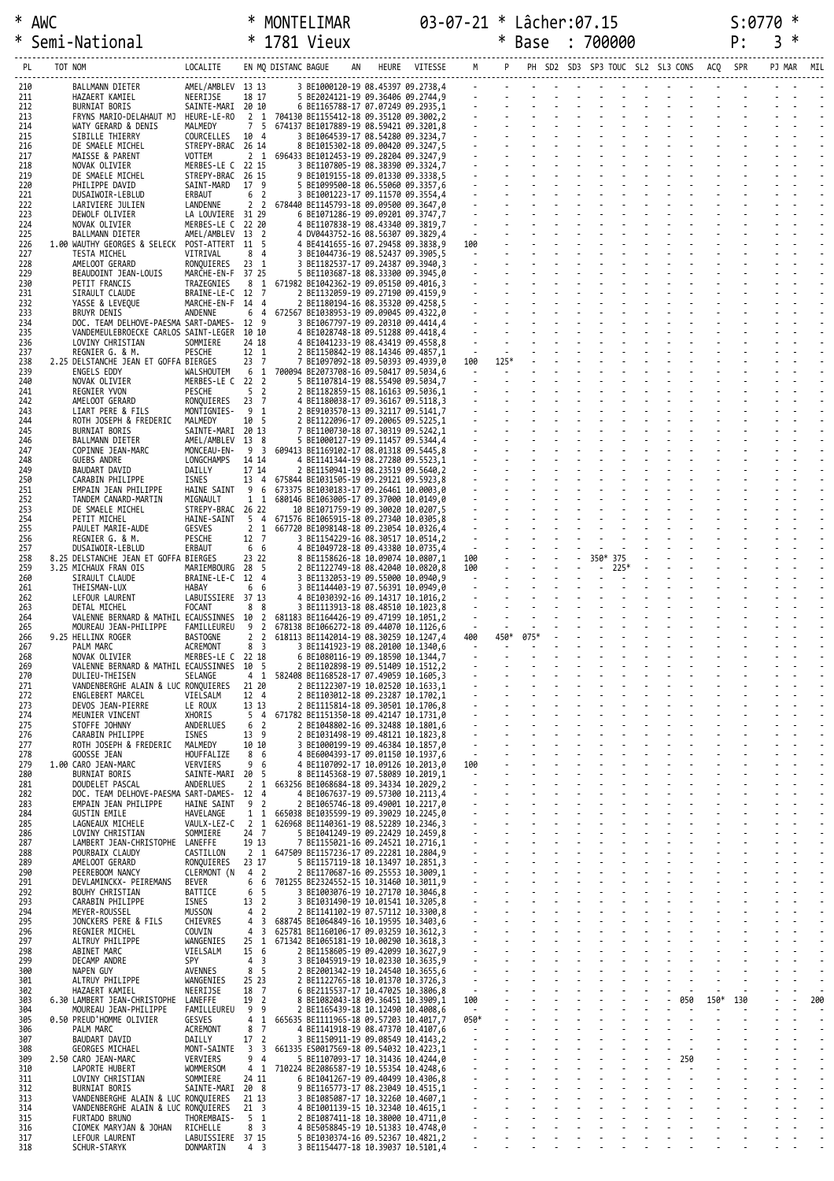\* AWC \* MONTELIMAR 03-07-21 \* Lâcher:07.15 S:0770 \*
\* Semi-National \* 1781 Vieux \* Base : 700000 P: 3 \*

| PL | TOT | NOM | LOCALITE | EN | MQ | DISTANC | BAGUE | AN | HEURE | VITESSE | M | P | PH | SD2 | SD3 | SP3 | TOUC | SL2 | SL3 | CONS | ACQ | SPR | PJ | MAR | MIL |
|---|---|---|---|---|---|---|---|---|---|---|---|---|---|---|---|---|---|---|---|---|---|---|---|---|---|
| 210 | | BALLMANN DIETER | AMEL/AMBLEV | 13 | 13 | | 3 BE1000120-19 | | 08.45397 | 09.2738,4 | - | - | - | - | - | - | - | - | - | - | - | - | - | - | - |
| 211 | | HAZAERT KAMIEL | NEERIJSE | 18 | 17 | | 5 BE2024121-19 | | 09.36406 | 09.2744,9 | - | - | - | - | - | - | - | - | - | - | - | - | - | - | - |
| 212 | | BURNIAT BORIS | SAINTE-MARI | 20 | 10 | | 6 BE1165788-17 | | 07.07249 | 09.2935,1 | - | - | - | - | - | - | - | - | - | - | - | - | - | - | - |
| 213 | | FRYNS MARIO-DELAHAUT MJ | HEURE-LE-RO | 2 | 1 | 704130 | BE1155412-18 | | 09.35120 | 09.3002,2 | - | - | - | - | - | - | - | - | - | - | - | - | - | - | - |
| 214 | | WATY GERARD & DENIS | MALMEDY | 7 | 5 | 674137 | BE1017889-19 | | 08.59421 | 09.3201,8 | - | - | - | - | - | - | - | - | - | - | - | - | - | - | - |
| 215 | | SIBILLE THIERRY | COURCELLES | 10 | 4 | | 3 BE1064539-17 | | 08.54280 | 09.3234,7 | - | - | - | - | - | - | - | - | - | - | - | - | - | - | - |
| 216 | | DE SMAELE MICHEL | STREPY-BRAC | 26 | 14 | | 8 BE1015302-18 | | 09.00420 | 09.3247,5 | - | - | - | - | - | - | - | - | - | - | - | - | - | - | - |
| 217 | | MAISSE & PARENT | VOTTEM | 2 | 1 | 696433 | BE1012453-19 | | 09.28204 | 09.3247,9 | - | - | - | - | - | - | - | - | - | - | - | - | - | - | - |
| 218 | | NOVAK OLIVIER | MERBES-LE C | 22 | 15 | | 3 BE1107805-19 | | 08.38390 | 09.3324,7 | - | - | - | - | - | - | - | - | - | - | - | - | - | - | - |
| 219 | | DE SMAELE MICHEL | STREPY-BRAC | 26 | 15 | | 9 BE1019155-18 | | 09.01330 | 09.3338,5 | - | - | - | - | - | - | - | - | - | - | - | - | - | - | - |
| 220 | | PHILIPPE DAVID | SAINT-MARD | 17 | 9 | | 5 BE1099500-18 | | 06.55060 | 09.3357,6 | - | - | - | - | - | - | - | - | - | - | - | - | - | - | - |
| 221 | | DUSAIWOIR-LEBLUD | ERBAUT | 6 | 2 | | 3 BE1001223-17 | | 09.11570 | 09.3554,4 | - | - | - | - | - | - | - | - | - | - | - | - | - | - | - |
| 222 | | LARIVIERE JULIEN | LANDENNE | 2 | 2 | 678440 | BE1145793-18 | | 09.09500 | 09.3647,0 | - | - | - | - | - | - | - | - | - | - | - | - | - | - | - |
| 223 | | DEWOLF OLIVIER | LA LOUVIERE | 31 | 29 | | 6 BE1071286-19 | | 09.09201 | 09.3747,7 | - | - | - | - | - | - | - | - | - | - | - | - | - | - | - |
| 224 | | NOVAK OLIVIER | MERBES-LE C | 22 | 20 | | 4 BE1107838-19 | | 08.43340 | 09.3819,7 | - | - | - | - | - | - | - | - | - | - | - | - | - | - | - |
| 225 | | BALLMANN DIETER | AMEL/AMBLEV | 13 | 2 | | 4 DV0443752-16 | | 08.56307 | 09.3829,4 | - | - | - | - | - | - | - | - | - | - | - | - | - | - | - |
| 226 | 1.00 | WAUTHY GEORGES & SELECK | POST-ATTERT | 11 | 5 | | 4 BE4141655-16 | | 07.29458 | 09.3838,9 | 100 | - | - | - | - | - | - | - | - | - | - | - | - | - | - |
| 227 | | TESTA MICHEL | VITRIVAL | 8 | 4 | | 3 BE1044736-19 | | 08.52437 | 09.3905,5 | - | - | - | - | - | - | - | - | - | - | - | - | - | - | - |
| 228 | | AMELOOT GERARD | RONQUIERES | 23 | 1 | | 3 BE1182537-17 | | 09.24387 | 09.3940,3 | - | - | - | - | - | - | - | - | - | - | - | - | - | - | - |
| 229 | | BEAUDOINT JEAN-LOUIS | MARCHE-EN-F | 37 | 25 | | 5 BE1103687-18 | | 08.33300 | 09.3945,0 | - | - | - | - | - | - | - | - | - | - | - | - | - | - | - |
| 230 | | PETIT FRANCIS | TRAZEGNIES | 8 | 1 | 671982 | BE1042362-19 | | 09.05150 | 09.4016,3 | - | - | - | - | - | - | - | - | - | - | - | - | - | - | - |
| 231 | | SIRAULT CLAUDE | BRAINE-LE-C | 12 | 7 | | 2 BE1132059-19 | | 09.27190 | 09.4159,9 | - | - | - | - | - | - | - | - | - | - | - | - | - | - | - |
| 232 | | YASSE & LEVEQUE | MARCHE-EN-F | 14 | 4 | | 2 BE1180194-16 | | 08.35320 | 09.4258,5 | - | - | - | - | - | - | - | - | - | - | - | - | - | - | - |
| 233 | | BRUYR DENIS | ANDENNE | 6 | 4 | 672567 | BE1038953-19 | | 09.09045 | 09.4322,0 | - | - | - | - | - | - | - | - | - | - | - | - | - | - | - |
| 234 | | DOC. TEAM DELHOVE-PAESMA | SART-DAMES- | 12 | 9 | | 3 BE1067797-19 | | 09.20310 | 09.4414,4 | - | - | - | - | - | - | - | - | - | - | - | - | - | - | - |
| 235 | | VANDEMEULEBROECKE CARLOS | SAINT-LEGER | 10 | 10 | | 4 BE1028748-18 | | 09.51288 | 09.4418,4 | - | - | - | - | - | - | - | - | - | - | - | - | - | - | - |
| 236 | | LOVINY CHRISTIAN | SOMMIERE | 24 | 18 | | 4 BE1041233-19 | | 08.43419 | 09.4558,8 | - | - | - | - | - | - | - | - | - | - | - | - | - | - | - |
| 237 | | REGNIER G. & M. | PESCHE | 12 | 1 | | 2 BE1150842-19 | | 08.14346 | 09.4857,1 | - | - | - | - | - | - | - | - | - | - | - | - | - | - | - |
| 238 | 2.25 | DELSTANCHE JEAN ET GOFFA | BIERGES | 23 | 7 | | 7 BE1097092-18 | | 09.50393 | 09.4939,0 | 100 | 125* | - | - | - | - | - | - | - | - | - | - | - | - | - |
| 239 | | ENGELS EDDY | WALSHOUTEM | 6 | 1 | 700094 | BE2073708-16 | | 09.50417 | 09.5034,6 | - | - | - | - | - | - | - | - | - | - | - | - | - | - | - |
| 240 | | NOVAK OLIVIER | MERBES-LE C | 22 | 2 | | 5 BE1107814-19 | | 08.55490 | 09.5034,7 | - | - | - | - | - | - | - | - | - | - | - | - | - | - | - |
| 241 | | REGNIER YVON | PESCHE | 5 | 2 | | 2 BE1182859-15 | | 08.16163 | 09.5036,1 | - | - | - | - | - | - | - | - | - | - | - | - | - | - | - |
| 242 | | AMELOOT GERARD | RONQUIERES | 23 | 7 | | 4 BE1180038-17 | | 09.36167 | 09.5118,3 | - | - | - | - | - | - | - | - | - | - | - | - | - | - | - |
| 243 | | LIART PERE & FILS | MONTIGNIES- | 9 | 1 | | 2 BE9103570-13 | | 09.32117 | 09.5141,7 | - | - | - | - | - | - | - | - | - | - | - | - | - | - | - |
| 244 | | ROTH JOSEPH & FREDERIC | MALMEDY | 10 | 5 | | 2 BE1122096-17 | | 09.20065 | 09.5225,1 | - | - | - | - | - | - | - | - | - | - | - | - | - | - | - |
| 245 | | BURNIAT BORIS | SAINTE-MARI | 20 | 13 | | 7 BE1100730-18 | | 07.30319 | 09.5242,1 | - | - | - | - | - | - | - | - | - | - | - | - | - | - | - |
| 246 | | BALLMANN DIETER | AMEL/AMBLEV | 13 | 8 | | 5 BE1000127-19 | | 09.11457 | 09.5344,4 | - | - | - | - | - | - | - | - | - | - | - | - | - | - | - |
| 247 | | COPINNE JEAN-MARC | MONCEAU-EN- | 9 | 3 | 609413 | BE1169102-17 | | 08.01318 | 09.5445,8 | - | - | - | - | - | - | - | - | - | - | - | - | - | - | - |
| 248 | | GUEBS ANDRE | LONGCHAMPS | 14 | 14 | | 4 BE1141344-19 | | 08.27280 | 09.5523,1 | - | - | - | - | - | - | - | - | - | - | - | - | - | - | - |
| 249 | | BAUDART DAVID | DAILLY | 17 | 14 | | 2 BE1150941-19 | | 08.23519 | 09.5640,2 | - | - | - | - | - | - | - | - | - | - | - | - | - | - | - |
| 250 | | CARABIN PHILIPPE | ISNES | 13 | 4 | 675844 | BE1031505-19 | | 09.29121 | 09.5923,8 | - | - | - | - | - | - | - | - | - | - | - | - | - | - | - |
| 251 | | EMPAIN JEAN PHILIPPE | HAINE SAINT | 9 | 6 | 673375 | BE1030183-17 | | 09.26461 | 10.0003,0 | - | - | - | - | - | - | - | - | - | - | - | - | - | - | - |
| 252 | | TANDEM CANARD-MARTIN | MIGNAULT | 1 | 1 | 680146 | BE1063005-17 | | 09.37000 | 10.0149,0 | - | - | - | - | - | - | - | - | - | - | - | - | - | - | - |
| 253 | | DE SMAELE MICHEL | STREPY-BRAC | 26 | 22 | | 10 BE1071759-19 | | 09.30020 | 10.0207,5 | - | - | - | - | - | - | - | - | - | - | - | - | - | - | - |
| 254 | | PETIT MICHEL | HAINE-SAINT | 5 | 4 | 671576 | BE1065915-18 | | 09.27340 | 10.0305,8 | - | - | - | - | - | - | - | - | - | - | - | - | - | - | - |
| 255 | | PAULET MARIE-AUDE | GESVES | 2 | 1 | 667720 | BE1098148-18 | | 09.23054 | 10.0326,4 | - | - | - | - | - | - | - | - | - | - | - | - | - | - | - |
| 256 | | REGNIER G. & M. | PESCHE | 12 | 7 | | 3 BE1154229-16 | | 08.30517 | 10.0514,2 | - | - | - | - | - | - | - | - | - | - | - | - | - | - | - |
| 257 | | DUSAIWOIR-LEBLUD | ERBAUT | 6 | 6 | | 4 BE1049728-18 | | 09.43380 | 10.0735,4 | - | - | - | - | - | - | - | - | - | - | - | - | - | - | - |
| 258 | 8.25 | DELSTANCHE JEAN ET GOFFA | BIERGES | 23 | 22 | | 8 BE1158626-18 | | 10.09074 | 10.0807,1 | 100 | - | - | - | - | 350* | 375 | - | - | - | - | - | - | - | - |
| 259 | 3.25 | MICHAUX FRAN OIS | MARIEMBOURG | 28 | 5 | | 2 BE1122749-18 | | 08.42040 | 10.0820,8 | 100 | - | - | - | - | - | 225* | - | - | - | - | - | - | - | - |
| 260 | | SIRAULT CLAUDE | BRAINE-LE-C | 12 | 4 | | 3 BE1132053-19 | | 09.55000 | 10.0940,9 | - | - | - | - | - | - | - | - | - | - | - | - | - | - | - |
| 261 | | THEISMAN-LUX | HABAY | 6 | 6 | | 3 BE1144403-19 | | 07.56391 | 10.0949,0 | - | - | - | - | - | - | - | - | - | - | - | - | - | - | - |
| 262 | | LEFOUR LAURENT | LABUISSIERE | 37 | 13 | | 4 BE1030392-16 | | 09.14317 | 10.1016,2 | - | - | - | - | - | - | - | - | - | - | - | - | - | - | - |
| 263 | | DETAL MICHEL | FOCANT | 8 | 8 | | 3 BE1113913-18 | | 08.48510 | 10.1023,8 | - | - | - | - | - | - | - | - | - | - | - | - | - | - | - |
| 264 | | VALENNE BERNARD & MATHIL | ECAUSSINNES | 10 | 2 | 681183 | BE1164426-19 | | 09.47199 | 10.1051,2 | - | - | - | - | - | - | - | - | - | - | - | - | - | - | - |
| 265 | | MOUREAU JEAN-PHILIPPE | FAMILLEUREU | 9 | 2 | 678138 | BE1066272-18 | | 09.44070 | 10.1126,6 | - | - | - | - | - | - | - | - | - | - | - | - | - | - | - |
| 266 | 9.25 | HELLINX ROGER | BASTOGNE | 2 | 2 | 618113 | BE1142014-19 | | 08.30259 | 10.1247,4 | 400 | 450* | 075* | - | - | - | - | - | - | - | - | - | - | - | - |
| 267 | | PALM MARC | ACREMONT | 8 | 3 | | 3 BE1141923-19 | | 08.20100 | 10.1340,6 | - | - | - | - | - | - | - | - | - | - | - | - | - | - | - |
| 268 | | NOVAK OLIVIER | MERBES-LE C | 22 | 18 | | 6 BE1080116-19 | | 09.18590 | 10.1344,7 | - | - | - | - | - | - | - | - | - | - | - | - | - | - | - |
| 269 | | VALENNE BERNARD & MATHIL | ECAUSSINNES | 10 | 5 | | 2 BE1102898-19 | | 09.51409 | 10.1512,2 | - | - | - | - | - | - | - | - | - | - | - | - | - | - | - |
| 270 | | DULIEU-THEISEN | SELANGE | 4 | 1 | 582408 | BE1168528-17 | | 07.49059 | 10.1605,3 | - | - | - | - | - | - | - | - | - | - | - | - | - | - | - |
| 271 | | VANDENBERGHE ALAIN & LUC | RONQUIERES | 21 | 20 | | 2 BE1122307-19 | | 10.02520 | 10.1633,1 | - | - | - | - | - | - | - | - | - | - | - | - | - | - | - |
| 272 | | ENGLEBERT MARCEL | VIELSALM | 12 | 4 | | 2 BE1103012-18 | | 09.23287 | 10.1702,1 | - | - | - | - | - | - | - | - | - | - | - | - | - | - | - |
| 273 | | DEVOS JEAN-PIERRE | LE ROUX | 13 | 13 | | 2 BE1115814-18 | | 09.30501 | 10.1706,8 | - | - | - | - | - | - | - | - | - | - | - | - | - | - | - |
| 274 | | MEUNIER VINCENT | XHORIS | 5 | 4 | 671782 | BE1151350-18 | | 09.42147 | 10.1731,0 | - | - | - | - | - | - | - | - | - | - | - | - | - | - | - |
| 275 | | STOFFE JOHNNY | ANDERLUES | 6 | 2 | | 2 BE1048802-16 | | 09.32488 | 10.1801,6 | - | - | - | - | - | - | - | - | - | - | - | - | - | - | - |
| 276 | | CARABIN PHILIPPE | ISNES | 13 | 9 | | 2 BE1031498-19 | | 09.48121 | 10.1823,8 | - | - | - | - | - | - | - | - | - | - | - | - | - | - | - |
| 277 | | ROTH JOSEPH & FREDERIC | MALMEDY | 10 | 10 | | 3 BE1000199-19 | | 09.46384 | 10.1857,0 | - | - | - | - | - | - | - | - | - | - | - | - | - | - | - |
| 278 | | GOOSSE JEAN | HOUFFALIZE | 8 | 6 | | 4 BE6004393-17 | | 09.01150 | 10.1937,6 | - | - | - | - | - | - | - | - | - | - | - | - | - | - | - |
| 279 | 1.00 | CARO JEAN-MARC | VERVIERS | 9 | 6 | | 4 BE1107092-17 | | 10.09126 | 10.2013,0 | 100 | - | - | - | - | - | - | - | - | - | - | - | - | - | - |
| 280 | | BURNIAT BORIS | SAINTE-MARI | 20 | 5 | | 8 BE1145368-19 | | 07.58089 | 10.2019,1 | - | - | - | - | - | - | - | - | - | - | - | - | - | - | - |
| 281 | | DOUDELET PASCAL | ANDERLUES | 2 | 1 | 663256 | BE1068684-18 | | 09.34334 | 10.2029,2 | - | - | - | - | - | - | - | - | - | - | - | - | - | - | - |
| 282 | | DOC. TEAM DELHOVE-PAESMA | SART-DAMES- | 12 | 4 | | 4 BE1067637-19 | | 09.57300 | 10.2113,4 | - | - | - | - | - | - | - | - | - | - | - | - | - | - | - |
| 283 | | EMPAIN JEAN PHILIPPE | HAINE SAINT | 9 | 2 | | 2 BE1065746-18 | | 09.49001 | 10.2217,0 | - | - | - | - | - | - | - | - | - | - | - | - | - | - | - |
| 284 | | GUSTIN EMILE | HAVELANGE | 1 | 1 | 665038 | BE1035599-19 | | 09.39029 | 10.2245,0 | - | - | - | - | - | - | - | - | - | - | - | - | - | - | - |
| 285 | | LAGNEAUX MICHELE | VAULX-LEZ-C | 2 | 1 | 626968 | BE1140361-19 | | 08.52289 | 10.2346,3 | - | - | - | - | - | - | - | - | - | - | - | - | - | - | - |
| 286 | | LOVINY CHRISTIAN | SOMMIERE | 24 | 7 | | 5 BE1041249-19 | | 09.22429 | 10.2459,8 | - | - | - | - | - | - | - | - | - | - | - | - | - | - | - |
| 287 | | LAMBERT JEAN-CHRISTOPHE | LANEFFE | 19 | 13 | | 7 BE1155021-16 | | 09.24521 | 10.2716,1 | - | - | - | - | - | - | - | - | - | - | - | - | - | - | - |
| 288 | | POURBAIX CLAUDY | CASTILLON | 2 | 1 | 647509 | BE1157236-17 | | 09.22281 | 10.2804,9 | - | - | - | - | - | - | - | - | - | - | - | - | - | - | - |
| 289 | | AMELOOT GERARD | RONQUIERES | 23 | 17 | | 5 BE1157119-18 | | 10.13497 | 10.2851,3 | - | - | - | - | - | - | - | - | - | - | - | - | - | - | - |
| 290 | | PEEREBOOM NANCY | CLERMONT (N | 4 | 2 | | 2 BE1170687-16 | | 09.25553 | 10.3009,1 | - | - | - | - | - | - | - | - | - | - | - | - | - | - | - |
| 291 | | DEVLAMINCKX- PEIREMANS | BEVER | 6 | 6 | 701255 | BE2324552-15 | | 10.31460 | 10.3011,9 | - | - | - | - | - | - | - | - | - | - | - | - | - | - | - |
| 292 | | BOUHY CHRISTIAN | BATTICE | 6 | 5 | | 3 BE1003076-19 | | 10.27170 | 10.3046,8 | - | - | - | - | - | - | - | - | - | - | - | - | - | - | - |
| 293 | | CARABIN PHILIPPE | ISNES | 13 | 2 | | 3 BE1031490-19 | | 10.01541 | 10.3205,8 | - | - | - | - | - | - | - | - | - | - | - | - | - | - | - |
| 294 | | MEYER-ROUSSEL | MUSSON | 4 | 2 | | 2 BE1141102-19 | | 07.57112 | 10.3300,8 | - | - | - | - | - | - | - | - | - | - | - | - | - | - | - |
| 295 | | JONCKERS PERE & FILS | CHIEVRES | 4 | 3 | 688745 | BE1064849-16 | | 10.19595 | 10.3403,6 | - | - | - | - | - | - | - | - | - | - | - | - | - | - | - |
| 296 | | REGNIER MICHEL | COUVIN | 4 | 3 | 625781 | BE1160106-17 | | 09.03259 | 10.3612,3 | - | - | - | - | - | - | - | - | - | - | - | - | - | - | - |
| 297 | | ALTRUY PHILIPPE | WANGENIES | 25 | 1 | 671342 | BE1065181-19 | | 10.00290 | 10.3618,3 | - | - | - | - | - | - | - | - | - | - | - | - | - | - | - |
| 298 | | ABINET MARC | VIELSALM | 15 | 6 | | 2 BE1158605-19 | | 09.42099 | 10.3627,9 | - | - | - | - | - | - | - | - | - | - | - | - | - | - | - |
| 299 | | DECAMP ANDRE | SPY | 4 | 3 | | 3 BE1045919-19 | | 10.02330 | 10.3635,9 | - | - | - | - | - | - | - | - | - | - | - | - | - | - | - |
| 300 | | NAPEN GUY | AVENNES | 8 | 5 | | 2 BE2001342-19 | | 10.24540 | 10.3655,6 | - | - | - | - | - | - | - | - | - | - | - | - | - | - | - |
| 301 | | ALTRUY PHILIPPE | WANGENIES | 25 | 23 | | 2 BE1122765-18 | | 10.01370 | 10.3726,3 | - | - | - | - | - | - | - | - | - | - | - | - | - | - | - |
| 302 | | HAZAERT KAMIEL | NEERIJSE | 18 | 7 | | 6 BE2115537-17 | | 10.47025 | 10.3806,8 | - | - | - | - | - | - | - | - | - | - | - | - | - | - | - |
| 303 | 6.30 | LAMBERT JEAN-CHRISTOPHE | LANEFFE | 19 | 2 | | 8 BE1082043-18 | | 09.36451 | 10.3909,1 | 100 | - | - | - | - | - | - | - | - | 050 | 150* | 130 | - | - | 200 |
| 304 | | MOUREAU JEAN-PHILIPPE | FAMILLEUREU | 9 | 9 | | 2 BE1165439-18 | | 10.12490 | 10.4008,6 | - | - | - | - | - | - | - | - | - | - | - | - | - | - | - |
| 305 | 0.50 | PREUD'HOMME OLIVIER | GESVES | 4 | 1 | 665635 | BE1111965-18 | | 09.57203 | 10.4017,7 | 050* | - | - | - | - | - | - | - | - | - | - | - | - | - | - |
| 306 | | PALM MARC | ACREMONT | 8 | 7 | | 4 BE1141918-19 | | 08.47370 | 10.4107,6 | - | - | - | - | - | - | - | - | - | - | - | - | - | - | - |
| 307 | | BAUDART DAVID | DAILLY | 17 | 2 | | 3 BE1150911-19 | | 09.08549 | 10.4143,2 | - | - | - | - | - | - | - | - | - | - | - | - | - | - | - |
| 308 | | GEORGES MICHAEL | MONT-SAINTE | 3 | 3 | 661335 | ES0017569-18 | | 09.54032 | 10.4223,1 | - | - | - | - | - | - | - | - | - | - | - | - | - | - | - |
| 309 | 2.50 | CARO JEAN-MARC | VERVIERS | 9 | 4 | | 5 BE1107093-17 | | 10.31436 | 10.4244,0 | - | - | - | - | - | - | - | - | - | 250 | - | - | - | - | - |
| 310 | | LAPORTE HUBERT | WOMMERSOM | 4 | 1 | 710224 | BE2086587-19 | | 10.55354 | 10.4248,6 | - | - | - | - | - | - | - | - | - | - | - | - | - | - | - |
| 311 | | LOVINY CHRISTIAN | SOMMIERE | 24 | 11 | | 6 BE1041267-19 | | 09.40499 | 10.4306,8 | - | - | - | - | - | - | - | - | - | - | - | - | - | - | - |
| 312 | | BURNIAT BORIS | SAINTE-MARI | 20 | 8 | | 9 BE1165773-17 | | 08.23049 | 10.4515,1 | - | - | - | - | - | - | - | - | - | - | - | - | - | - | - |
| 313 | | VANDENBERGHE ALAIN & LUC | RONQUIERES | 21 | 13 | | 3 BE1085087-17 | | 10.32260 | 10.4607,1 | - | - | - | - | - | - | - | - | - | - | - | - | - | - | - |
| 314 | | VANDENBERGHE ALAIN & LUC | RONQUIERES | 21 | 3 | | 4 BE1001139-15 | | 10.32340 | 10.4615,1 | - | - | - | - | - | - | - | - | - | - | - | - | - | - | - |
| 315 | | FURTADO BRUNO | THOREMBAIS- | 5 | 1 | | 2 BE1087411-18 | | 10.38000 | 10.4711,0 | - | - | - | - | - | - | - | - | - | - | - | - | - | - | - |
| 316 | | CIOMEK MARYJAN & JOHAN | RICHELLE | 8 | 3 | | 4 BE5058845-19 | | 10.51383 | 10.4748,0 | - | - | - | - | - | - | - | - | - | - | - | - | - | - | - |
| 317 | | LEFOUR LAURENT | LABUISSIERE | 37 | 15 | | 5 BE1030374-16 | | 09.52367 | 10.4821,2 | - | - | - | - | - | - | - | - | - | - | - | - | - | - | - |
| 318 | | SCHUR-STARYK | DONMARTIN | 4 | 3 | | 3 BE1154477-18 | | 10.39037 | 10.5101,4 | - | - | - | - | - | - | - | - | - | - | - | - | - | - | - |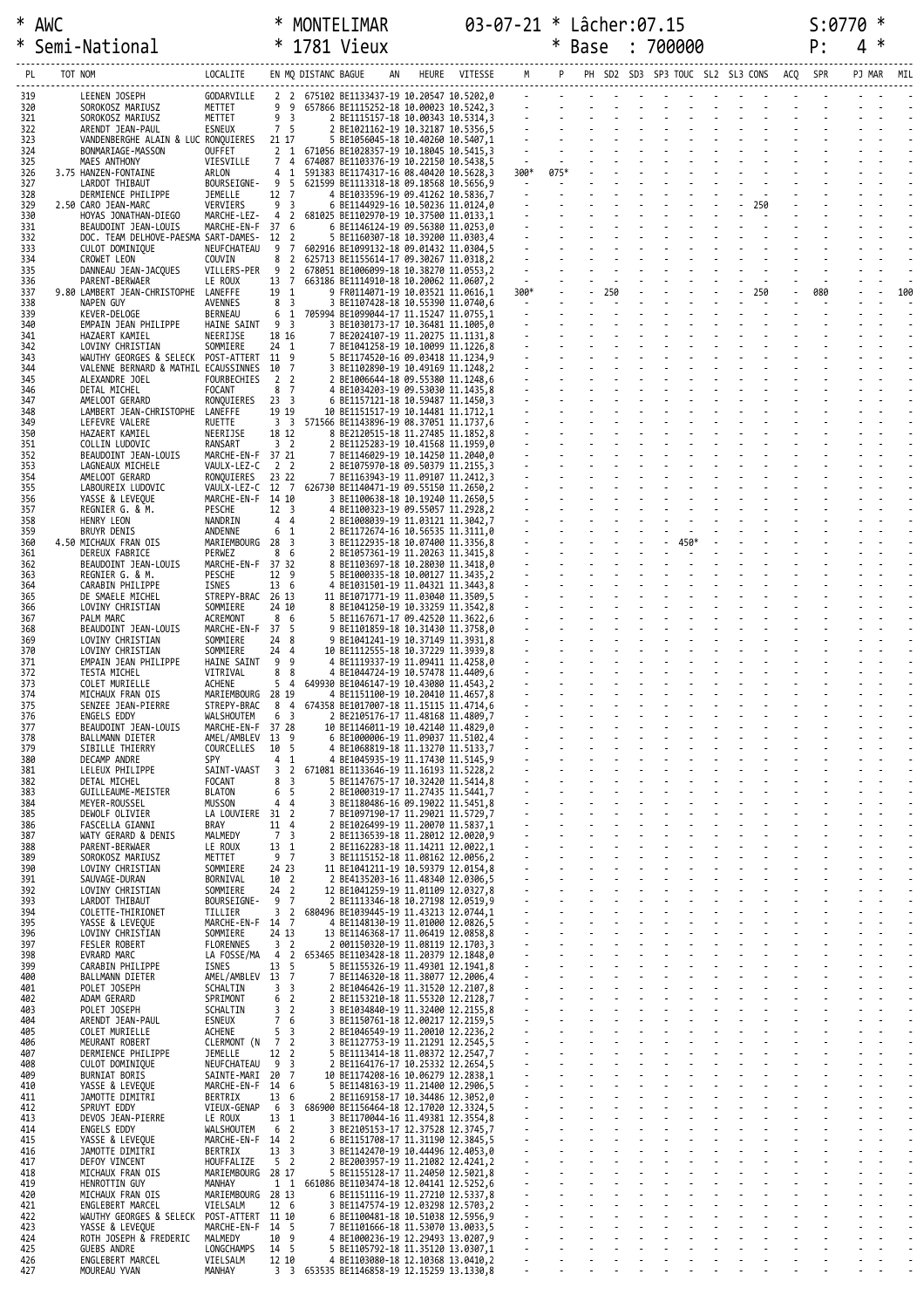\* AWC \* MONTELIMAR 03-07-21 \* Lâcher:07.15 S:0770 \*
\* Semi-National \* 1781 Vieux \* Base : 700000 P: 4 \*

| PL | TOT NOM | LOCALITE | EN | MQ | DISTANC | BAGUE | AN | HEURE | VITESSE | M | P | PH | SD2 | SD3 | SP3 | TOUC | SL2 | SL3 | CONS | ACQ | SPR | PJ | MAR | MIL |
|---|---|---|---|---|---|---|---|---|---|---|---|---|---|---|---|---|---|---|---|---|---|---|---|---|
| 319 | LEENEN JOSEPH | GODARVILLE | 2 | 2 | 675102 | BE1133437-19 | | 10.20547 | 10.5202,0 | - | - | - | - | - | - | - | - | - | - | - | - | - | - | - |
| 320 | SOROKOSZ MARIUSZ | METTET | 9 | 9 | 657866 | BE1115252-18 | | 10.00023 | 10.5242,3 | - | - | - | - | - | - | - | - | - | - | - | - | - | - | - |
| 321 | SOROKOSZ MARIUSZ | METTET | 9 | 3 | | 2 BE1115157-18 | | 10.00343 | 10.5314,3 | - | - | - | - | - | - | - | - | - | - | - | - | - | - | - |
| 322 | ARENDT JEAN-PAUL | ESNEUX | 7 | 5 | | 2 BE1021162-19 | | 10.32187 | 10.5356,5 | - | - | - | - | - | - | - | - | - | - | - | - | - | - | - |
| 323 | VANDENBERGHE ALAIN & LUC | RONQUIERES | 21 | 17 | | 5 BE1056045-18 | | 10.40260 | 10.5407,1 | - | - | - | - | - | - | - | - | - | - | - | - | - | - | - |
| 324 | BONMARIAGE-MASSON | OUFFET | 2 | 1 | 671056 | BE1028357-19 | | 10.18045 | 10.5415,3 | - | - | - | - | - | - | - | - | - | - | - | - | - | - | - |
| 325 | MAES ANTHONY | VIESVILLE | 7 | 4 | 674087 | BE1103376-19 | | 10.22150 | 10.5438,5 | - | - | - | - | - | - | - | - | - | - | - | - | - | - | - |
| 326 | 3.75 HANZEN-FONTAINE | ARLON | 4 | 1 | 591383 | BE1174317-16 | | 08.40420 | 10.5628,3 | 300* | 075* | - | - | - | - | - | - | - | - | - | - | - | - | - |
| 327 | LARDOT THIBAUT | BOURSEIGNE- | 9 | 5 | 621599 | BE1113318-18 | | 09.18568 | 10.5656,9 | - | - | - | - | - | - | - | - | - | - | - | - | - | - | - |
| 328 | DERMIENCE PHILIPPE | JEMELLE | 12 | 7 | | 4 BE1033596-19 | | 09.41262 | 10.5836,7 | - | - | - | - | - | - | - | - | - | - | - | - | - | - | - |
| 329 | 2.50 CARO JEAN-MARC | VERVIERS | 9 | 3 | | 6 BE1144929-16 | | 10.50236 | 11.0124,0 | - | - | - | - | - | - | - | - | 250 | - | - | - | - | - | - |
| 330 | HOYAS JONATHAN-DIEGO | MARCHE-LEZ- | 4 | 2 | 681025 | BE1102970-19 | | 10.37500 | 11.0133,1 | - | - | - | - | - | - | - | - | - | - | - | - | - | - | - |
| 331 | BEAUDOINT JEAN-LOUIS | MARCHE-EN-F | 37 | 6 | | 6 BE1146124-19 | | 09.56380 | 11.0253,0 | - | - | - | - | - | - | - | - | - | - | - | - | - | - | - |
| 332 | DOC. TEAM DELHOVE-PAESMA | SART-DAMES- | 12 | 2 | | 5 BE1160307-18 | | 10.39200 | 11.0303,4 | - | - | - | - | - | - | - | - | - | - | - | - | - | - | - |
| 333 | CULOT DOMINIQUE | NEUFCHATEAU | 9 | 7 | 602916 | BE1099132-18 | | 09.01432 | 11.0304,5 | - | - | - | - | - | - | - | - | - | - | - | - | - | - | - |
| 334 | CROWET LEON | COUVIN | 8 | 2 | 625713 | BE1155614-17 | | 09.30267 | 11.0318,2 | - | - | - | - | - | - | - | - | - | - | - | - | - | - | - |
| 335 | DANNEAU JEAN-JACQUES | VILLERS-PER | 9 | 2 | 678051 | BE1006099-18 | | 10.38270 | 11.0553,2 | - | - | - | - | - | - | - | - | - | - | - | - | - | - | - |
| 336 | PARENT-BERWAER | LE ROUX | 13 | 7 | 663186 | BE1114910-18 | | 10.20062 | 11.0607,2 | - | - | - | - | - | - | - | - | - | - | - | - | - | - | - |
| 337 | 9.80 LAMBERT JEAN-CHRISTOPHE | LANEFFE | 19 | 1 | | 9 FR0114071-19 | | 10.03521 | 11.0616,1 | 300* | - | 250 | - | - | - | - | - | 250 | - | 080 | - | - | - | 100 |
| 338 | NAPEN GUY | AVENNES | 8 | 3 | | 3 BE1107428-18 | | 10.55390 | 11.0740,6 | - | - | - | - | - | - | - | - | - | - | - | - | - | - | - |
| 339 | KEVER-DELOGE | BERNEAU | 6 | 1 | 705994 | BE1099044-17 | | 11.15247 | 11.0755,1 | - | - | - | - | - | - | - | - | - | - | - | - | - | - | - |
| 340 | EMPAIN JEAN PHILIPPE | HAINE SAINT | 9 | 3 | | 3 BE1030173-17 | | 10.36481 | 11.1005,0 | - | - | - | - | - | - | - | - | - | - | - | - | - | - | - |
| 341 | HAZAERT KAMIEL | NEERIJSE | 18 | 16 | | 7 BE2024107-19 | | 11.20275 | 11.1131,8 | - | - | - | - | - | - | - | - | - | - | - | - | - | - | - |
| 342 | LOVINY CHRISTIAN | SOMMIERE | 24 | 1 | | 7 BE1041258-19 | | 10.10099 | 11.1226,8 | - | - | - | - | - | - | - | - | - | - | - | - | - | - | - |
| 343 | WAUTHY GEORGES & SELECK | POST-ATTERT | 11 | 9 | | 5 BE1174520-16 | | 09.03418 | 11.1234,9 | - | - | - | - | - | - | - | - | - | - | - | - | - | - | - |
| 344 | VALENNE BERNARD & MATHIL | ECAUSSINNES | 10 | 7 | | 3 BE1102890-19 | | 10.49169 | 11.1248,2 | - | - | - | - | - | - | - | - | - | - | - | - | - | - | - |
| 345 | ALEXANDRE JOEL | FOURBECHIES | 2 | 2 | | 2 BE1006644-18 | | 09.55380 | 11.1248,6 | - | - | - | - | - | - | - | - | - | - | - | - | - | - | - |
| 346 | DETAL MICHEL | FOCANT | 8 | 7 | | 4 BE1034203-19 | | 09.53030 | 11.1435,8 | - | - | - | - | - | - | - | - | - | - | - | - | - | - | - |
| 347 | AMELOOT GERARD | RONQUIERES | 23 | 3 | | 6 BE1157121-18 | | 10.59487 | 11.1450,3 | - | - | - | - | - | - | - | - | - | - | - | - | - | - | - |
| 348 | LAMBERT JEAN-CHRISTOPHE | LANEFFE | 19 | 19 | | 10 BE1151517-19 | | 10.14481 | 11.1712,1 | - | - | - | - | - | - | - | - | - | - | - | - | - | - | - |
| 349 | LEFEVRE VALERE | RUETTE | 3 | 3 | 571566 | BE1143896-19 | | 08.37051 | 11.1737,6 | - | - | - | - | - | - | - | - | - | - | - | - | - | - | - |
| 350 | HAZAERT KAMIEL | NEERIJSE | 18 | 12 | | 8 BE2120515-18 | | 11.27485 | 11.1852,8 | - | - | - | - | - | - | - | - | - | - | - | - | - | - | - |
| 351 | COLLIN LUDOVIC | RANSART | 3 | 2 | | 2 BE1125283-19 | | 10.41568 | 11.1959,0 | - | - | - | - | - | - | - | - | - | - | - | - | - | - | - |
| 352 | BEAUDOINT JEAN-LOUIS | MARCHE-EN-F | 37 | 21 | | 7 BE1146029-19 | | 10.14250 | 11.2040,0 | - | - | - | - | - | - | - | - | - | - | - | - | - | - | - |
| 353 | LAGNEAUX MICHELE | VAULX-LEZ-C | 2 | 2 | | 2 BE1075970-18 | | 09.50379 | 11.2155,3 | - | - | - | - | - | - | - | - | - | - | - | - | - | - | - |
| 354 | AMELOOT GERARD | RONQUIERES | 23 | 22 | | 7 BE1163943-19 | | 11.09107 | 11.2412,3 | - | - | - | - | - | - | - | - | - | - | - | - | - | - | - |
| 355 | LABOUREIX LUDOVIC | VAULX-LEZ-C | 12 | 7 | 626730 | BE1140471-19 | | 09.55150 | 11.2650,2 | - | - | - | - | - | - | - | - | - | - | - | - | - | - | - |
| 356 | YASSE & LEVEQUE | MARCHE-EN-F | 14 | 10 | | 3 BE1100638-18 | | 10.19240 | 11.2650,5 | - | - | - | - | - | - | - | - | - | - | - | - | - | - | - |
| 357 | REGNIER G. & M. | PESCHE | 12 | 3 | | 4 BE1100323-19 | | 09.55057 | 11.2928,2 | - | - | - | - | - | - | - | - | - | - | - | - | - | - | - |
| 358 | HENRY LEON | NANDRIN | 4 | 4 | | 2 BE1008039-19 | | 11.03121 | 11.3042,7 | - | - | - | - | - | - | - | - | - | - | - | - | - | - | - |
| 359 | BRUYR DENIS | ANDENNE | 6 | 1 | | 2 BE1172674-16 | | 10.56535 | 11.3111,0 | - | - | - | - | - | - | - | - | - | - | - | - | - | - | - |
| 360 | 4.50 MICHAUX FRAN OIS | MARIEMBOURG | 28 | 3 | | 3 BE1122935-18 | | 10.07400 | 11.3356,8 | - | - | - | - | - | - | 450* | - | - | - | - | - | - | - | - |
| 361 | DEREUX FABRICE | PERWEZ | 8 | 6 | | 2 BE1057361-19 | | 11.20263 | 11.3415,8 | - | - | - | - | - | - | - | - | - | - | - | - | - | - | - |
| 362 | BEAUDOINT JEAN-LOUIS | MARCHE-EN-F | 37 | 32 | | 8 BE1103697-18 | | 10.28030 | 11.3418,0 | - | - | - | - | - | - | - | - | - | - | - | - | - | - | - |
| 363 | REGNIER G. & M. | PESCHE | 12 | 9 | | 5 BE1000335-18 | | 10.00127 | 11.3435,2 | - | - | - | - | - | - | - | - | - | - | - | - | - | - | - |
| 364 | CARABIN PHILIPPE | ISNES | 13 | 6 | | 4 BE1031501-19 | | 11.04321 | 11.3443,8 | - | - | - | - | - | - | - | - | - | - | - | - | - | - | - |
| 365 | DE SMAELE MICHEL | STREPY-BRAC | 26 | 13 | | 11 BE1071771-19 | | 11.03040 | 11.3509,5 | - | - | - | - | - | - | - | - | - | - | - | - | - | - | - |
| 366 | LOVINY CHRISTIAN | SOMMIERE | 24 | 10 | | 8 BE1041250-19 | | 10.33259 | 11.3542,8 | - | - | - | - | - | - | - | - | - | - | - | - | - | - | - |
| 367 | PALM MARC | ACREMONT | 8 | 6 | | 5 BE1167671-17 | | 09.42520 | 11.3622,6 | - | - | - | - | - | - | - | - | - | - | - | - | - | - | - |
| 368 | BEAUDOINT JEAN-LOUIS | MARCHE-EN-F | 37 | 5 | | 9 BE1101859-18 | | 10.31430 | 11.3758,0 | - | - | - | - | - | - | - | - | - | - | - | - | - | - | - |
| 369 | LOVINY CHRISTIAN | SOMMIERE | 24 | 8 | | 9 BE1041241-19 | | 10.37149 | 11.3931,8 | - | - | - | - | - | - | - | - | - | - | - | - | - | - | - |
| 370 | LOVINY CHRISTIAN | SOMMIERE | 24 | 4 | | 10 BE1112555-18 | | 10.37229 | 11.3939,8 | - | - | - | - | - | - | - | - | - | - | - | - | - | - | - |
| 371 | EMPAIN JEAN PHILIPPE | HAINE SAINT | 9 | 9 | | 4 BE1119337-19 | | 11.09411 | 11.4258,0 | - | - | - | - | - | - | - | - | - | - | - | - | - | - | - |
| 372 | TESTA MICHEL | VITRIVAL | 8 | 8 | | 4 BE1044724-19 | | 10.57478 | 11.4409,6 | - | - | - | - | - | - | - | - | - | - | - | - | - | - | - |
| 373 | COLET MURIELLE | ACHENE | 5 | 4 | 649930 | BE1046147-19 | | 10.43080 | 11.4543,2 | - | - | - | - | - | - | - | - | - | - | - | - | - | - | - |
| 374 | MICHAUX FRAN OIS | MARIEMBOURG | 28 | 19 | | 4 BE1151100-19 | | 10.20410 | 11.4657,8 | - | - | - | - | - | - | - | - | - | - | - | - | - | - | - |
| 375 | SENZEE JEAN-PIERRE | STREPY-BRAC | 8 | 4 | 674358 | BE1017007-18 | | 11.15115 | 11.4714,6 | - | - | - | - | - | - | - | - | - | - | - | - | - | - | - |
| 376 | ENGELS EDDY | WALSHOUTEM | 6 | 3 | | 2 BE2105176-17 | | 11.48168 | 11.4809,7 | - | - | - | - | - | - | - | - | - | - | - | - | - | - | - |
| 377 | BEAUDOINT JEAN-LOUIS | MARCHE-EN-F | 37 | 28 | | 10 BE1146011-19 | | 10.42140 | 11.4829,0 | - | - | - | - | - | - | - | - | - | - | - | - | - | - | - |
| 378 | BALLMANN DIETER | AMEL/AMBLEV | 13 | 9 | | 6 BE1000006-19 | | 11.09037 | 11.5102,4 | - | - | - | - | - | - | - | - | - | - | - | - | - | - | - |
| 379 | SIBILLE THIERRY | COURCELLES | 10 | 5 | | 4 BE1068819-18 | | 11.13270 | 11.5133,7 | - | - | - | - | - | - | - | - | - | - | - | - | - | - | - |
| 380 | DECAMP ANDRE | SPY | 4 | 1 | | 4 BE1045935-19 | | 11.17430 | 11.5145,9 | - | - | - | - | - | - | - | - | - | - | - | - | - | - | - |
| 381 | LELEUX PHILIPPE | SAINT-VAAST | 3 | 2 | 671081 | BE1133646-19 | | 11.16193 | 11.5228,2 | - | - | - | - | - | - | - | - | - | - | - | - | - | - | - |
| 382 | DETAL MICHEL | FOCANT | 8 | 3 | | 5 BE1147675-17 | | 10.32420 | 11.5414,8 | - | - | - | - | - | - | - | - | - | - | - | - | - | - | - |
| 383 | GUILLEAUME-MEISTER | BLATON | 6 | 5 | | 2 BE1000319-17 | | 11.27435 | 11.5441,7 | - | - | - | - | - | - | - | - | - | - | - | - | - | - | - |
| 384 | MEYER-ROUSSEL | MUSSON | 4 | 4 | | 3 BE1180486-16 | | 09.19022 | 11.5451,8 | - | - | - | - | - | - | - | - | - | - | - | - | - | - | - |
| 385 | DEWOLF OLIVIER | LA LOUVIERE | 31 | 2 | | 7 BE1097190-17 | | 11.29021 | 11.5729,7 | - | - | - | - | - | - | - | - | - | - | - | - | - | - | - |
| 386 | FASCELLA GIANNI | BRAY | 11 | 4 | | 2 BE1026499-19 | | 11.20070 | 11.5837,1 | - | - | - | - | - | - | - | - | - | - | - | - | - | - | - |
| 387 | WATY GERARD & DENIS | MALMEDY | 7 | 3 | | 2 BE1136539-18 | | 11.28012 | 12.0020,9 | - | - | - | - | - | - | - | - | - | - | - | - | - | - | - |
| 388 | PARENT-BERWAER | LE ROUX | 13 | 1 | | 2 BE1162283-18 | | 11.14211 | 12.0022,1 | - | - | - | - | - | - | - | - | - | - | - | - | - | - | - |
| 389 | SOROKOSZ MARIUSZ | METTET | 9 | 7 | | 3 BE1115152-18 | | 11.08162 | 12.0056,2 | - | - | - | - | - | - | - | - | - | - | - | - | - | - | - |
| 390 | LOVINY CHRISTIAN | SOMMIERE | 24 | 23 | | 11 BE1041211-19 | | 10.59379 | 12.0154,8 | - | - | - | - | - | - | - | - | - | - | - | - | - | - | - |
| 391 | SAUVAGE-DURAN | BORNIVAL | 10 | 2 | | 2 BE4135203-16 | | 11.48340 | 12.0306,5 | - | - | - | - | - | - | - | - | - | - | - | - | - | - | - |
| 392 | LOVINY CHRISTIAN | SOMMIERE | 24 | 2 | | 12 BE1041259-19 | | 11.01109 | 12.0327,8 | - | - | - | - | - | - | - | - | - | - | - | - | - | - | - |
| 393 | LARDOT THIBAUT | BOURSEIGNE- | 9 | 7 | | 2 BE1113346-18 | | 10.27198 | 12.0519,9 | - | - | - | - | - | - | - | - | - | - | - | - | - | - | - |
| 394 | COLETTE-THIRIONET | TILLIER | 3 | 2 | 680496 | BE1039445-19 | | 11.43213 | 12.0744,1 | - | - | - | - | - | - | - | - | - | - | - | - | - | - | - |
| 395 | YASSE & LEVEQUE | MARCHE-EN-F | 14 | 7 | | 4 BE1148130-19 | | 11.01000 | 12.0826,5 | - | - | - | - | - | - | - | - | - | - | - | - | - | - | - |
| 396 | LOVINY CHRISTIAN | SOMMIERE | 24 | 13 | | 13 BE1146368-17 | | 11.06419 | 12.0858,8 | - | - | - | - | - | - | - | - | - | - | - | - | - | - | - |
| 397 | FESLER ROBERT | FLORENNES | 3 | 2 | | 2 001150320-19 | | 11.08119 | 12.1703,3 | - | - | - | - | - | - | - | - | - | - | - | - | - | - | - |
| 398 | EVRARD MARC | LA FOSSE/MA | 4 | 2 | 653465 | BE1103428-18 | | 11.20379 | 12.1848,0 | - | - | - | - | - | - | - | - | - | - | - | - | - | - | - |
| 399 | CARABIN PHILIPPE | ISNES | 13 | 5 | | 5 BE1155326-19 | | 11.49301 | 12.1941,8 | - | - | - | - | - | - | - | - | - | - | - | - | - | - | - |
| 400 | BALLMANN DIETER | AMEL/AMBLEV | 13 | 7 | | 7 BE1146320-18 | | 11.38077 | 12.2006,4 | - | - | - | - | - | - | - | - | - | - | - | - | - | - | - |
| 401 | POLET JOSEPH | SCHALTIN | 3 | 3 | | 2 BE1046426-19 | | 11.31520 | 12.2107,8 | - | - | - | - | - | - | - | - | - | - | - | - | - | - | - |
| 402 | ADAM GERARD | SPRIMONT | 6 | 2 | | 2 BE1153210-18 | | 11.55320 | 12.2128,7 | - | - | - | - | - | - | - | - | - | - | - | - | - | - | - |
| 403 | POLET JOSEPH | SCHALTIN | 3 | 2 | | 3 BE1034840-19 | | 11.32400 | 12.2155,8 | - | - | - | - | - | - | - | - | - | - | - | - | - | - | - |
| 404 | ARENDT JEAN-PAUL | ESNEUX | 7 | 6 | | 3 BE1150761-18 | | 12.00217 | 12.2159,5 | - | - | - | - | - | - | - | - | - | - | - | - | - | - | - |
| 405 | COLET MURIELLE | ACHENE | 5 | 3 | | 2 BE1046549-19 | | 11.20010 | 12.2236,2 | - | - | - | - | - | - | - | - | - | - | - | - | - | - | - |
| 406 | MEURANT ROBERT | CLERMONT (N | 7 | 2 | | 3 BE1127753-19 | | 11.21291 | 12.2545,5 | - | - | - | - | - | - | - | - | - | - | - | - | - | - | - |
| 407 | DERMIENCE PHILIPPE | JEMELLE | 12 | 2 | | 5 BE1113414-18 | | 11.08372 | 12.2547,7 | - | - | - | - | - | - | - | - | - | - | - | - | - | - | - |
| 408 | CULOT DOMINIQUE | NEUFCHATEAU | 9 | 3 | | 2 BE1164176-17 | | 10.25332 | 12.2654,5 | - | - | - | - | - | - | - | - | - | - | - | - | - | - | - |
| 409 | BURNIAT BORIS | SAINTE-MARI | 20 | 7 | | 10 BE1174208-16 | | 10.06279 | 12.2838,1 | - | - | - | - | - | - | - | - | - | - | - | - | - | - | - |
| 410 | YASSE & LEVEQUE | MARCHE-EN-F | 14 | 6 | | 5 BE1148163-19 | | 11.21400 | 12.2906,5 | - | - | - | - | - | - | - | - | - | - | - | - | - | - | - |
| 411 | JAMOTTE DIMITRI | BERTRIX | 13 | 6 | | 2 BE1169158-17 | | 10.34486 | 12.3052,0 | - | - | - | - | - | - | - | - | - | - | - | - | - | - | - |
| 412 | SPRUYT EDDY | VIEUX-GENAP | 6 | 3 | 686900 | BE1156464-18 | | 12.17020 | 12.3324,5 | - | - | - | - | - | - | - | - | - | - | - | - | - | - | - |
| 413 | DEVOS JEAN-PIERRE | LE ROUX | 13 | 1 | | 3 BE1170044-16 | | 11.49381 | 12.3554,8 | - | - | - | - | - | - | - | - | - | - | - | - | - | - | - |
| 414 | ENGELS EDDY | WALSHOUTEM | 6 | 2 | | 3 BE2105153-17 | | 12.37528 | 12.3745,7 | - | - | - | - | - | - | - | - | - | - | - | - | - | - | - |
| 415 | YASSE & LEVEQUE | MARCHE-EN-F | 14 | 2 | | 6 BE1151708-17 | | 11.31190 | 12.3845,5 | - | - | - | - | - | - | - | - | - | - | - | - | - | - | - |
| 416 | JAMOTTE DIMITRI | BERTRIX | 13 | 3 | | 3 BE1142470-19 | | 10.44496 | 12.4053,0 | - | - | - | - | - | - | - | - | - | - | - | - | - | - | - |
| 417 | DEFOY VINCENT | HOUFFALIZE | 5 | 2 | | 2 BE2003957-19 | | 11.21082 | 12.4241,2 | - | - | - | - | - | - | - | - | - | - | - | - | - | - | - |
| 418 | MICHAUX FRAN OIS | MARIEMBOURG | 28 | 17 | | 5 BE1155128-17 | | 11.24050 | 12.5021,8 | - | - | - | - | - | - | - | - | - | - | - | - | - | - | - |
| 419 | HENROTTIN GUY | MANHAY | 1 | 1 | 661086 | BE1103474-18 | | 12.04141 | 12.5252,6 | - | - | - | - | - | - | - | - | - | - | - | - | - | - | - |
| 420 | MICHAUX FRAN OIS | MARIEMBOURG | 28 | 13 | | 6 BE1151116-19 | | 11.27210 | 12.5337,8 | - | - | - | - | - | - | - | - | - | - | - | - | - | - | - |
| 421 | ENGLEBERT MARCEL | VIELSALM | 12 | 6 | | 3 BE1147574-19 | | 12.03298 | 12.5703,2 | - | - | - | - | - | - | - | - | - | - | - | - | - | - | - |
| 422 | WAUTHY GEORGES & SELECK | POST-ATTERT | 11 | 10 | | 6 BE1100481-18 | | 10.51038 | 12.5956,9 | - | - | - | - | - | - | - | - | - | - | - | - | - | - | - |
| 423 | YASSE & LEVEQUE | MARCHE-EN-F | 14 | 5 | | 7 BE1101666-18 | | 11.53070 | 13.0033,5 | - | - | - | - | - | - | - | - | - | - | - | - | - | - | - |
| 424 | ROTH JOSEPH & FREDERIC | MALMEDY | 10 | 9 | | 4 BE1000236-19 | | 12.29493 | 13.0207,9 | - | - | - | - | - | - | - | - | - | - | - | - | - | - | - |
| 425 | GUEBS ANDRE | LONGCHAMPS | 14 | 5 | | 5 BE1105792-18 | | 11.35120 | 13.0307,1 | - | - | - | - | - | - | - | - | - | - | - | - | - | - | - |
| 426 | ENGLEBERT MARCEL | VIELSALM | 12 | 10 | | 4 BE1103080-18 | | 12.10368 | 13.0410,2 | - | - | - | - | - | - | - | - | - | - | - | - | - | - | - |
| 427 | MOUREAU YVAN | MANHAY | 3 | 3 | 653535 | BE1146858-19 | | 12.15259 | 13.1330,8 | - | - | - | - | - | - | - | - | - | - | - | - | - | - | - |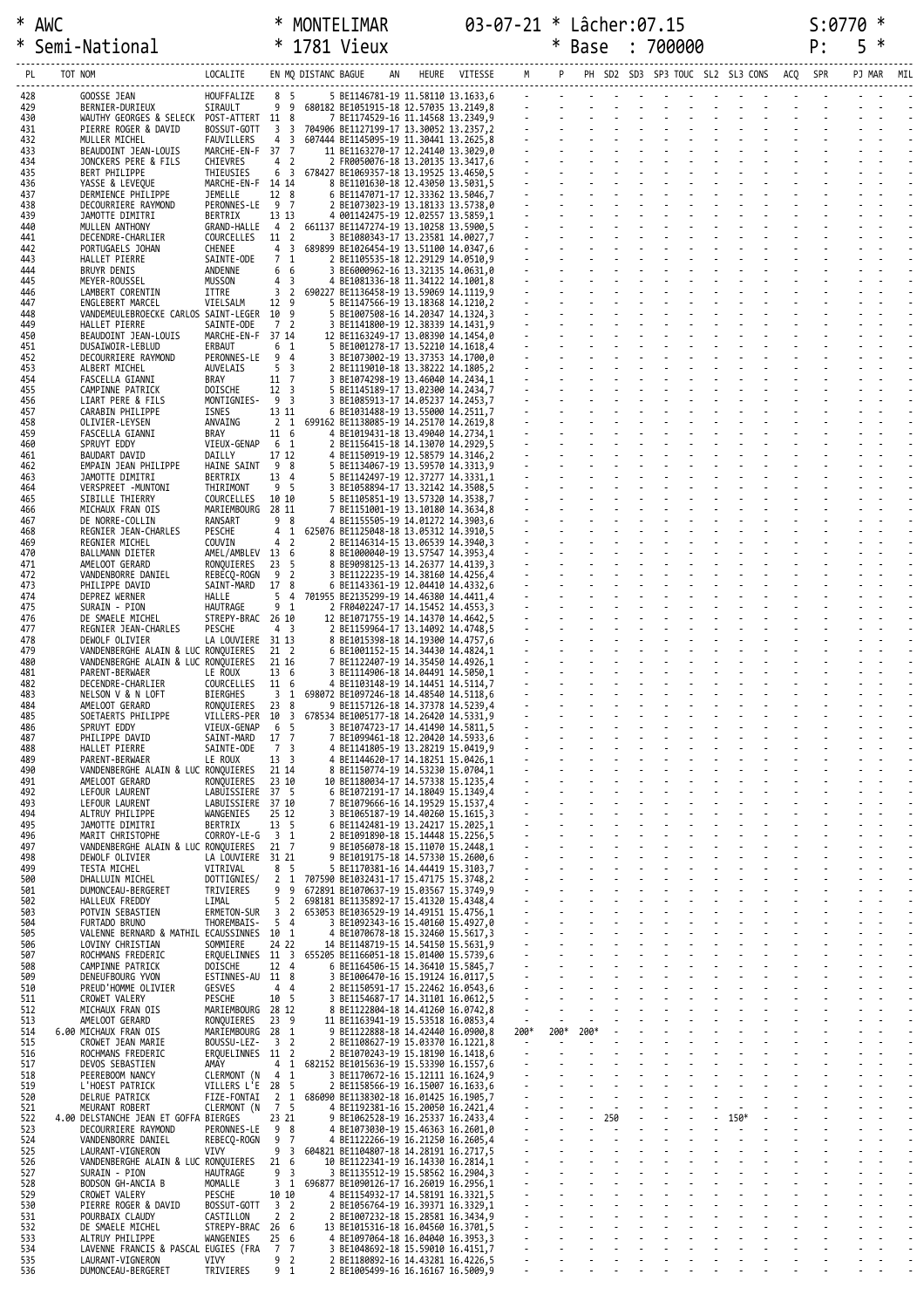\* AWC \* MONTELIMAR 03-07-21 \* Lâcher:07.15 S:0770 \*
\* Semi-National \* 1781 Vieux \* Base : 700000 P: 5 \*

| PL | TOT | NOM | LOCALITE | EN | MQ | DISTANC | BAGUE | AN | HEURE | VITESSE | M | P | PH | SD2 | SD3 | SP3 | TOUC | SL2 | SL3 | CONS | ACQ | SPR | PJ | MAR | MIL |
|---|---|---|---|---|---|---|---|---|---|---|---|---|---|---|---|---|---|---|---|---|---|---|---|---|---|
| 428 | | GOOSSE JEAN | HOUFFALIZE | 8 | 5 | | 5 BE1146781-19 | | 11.58110 | 13.1633,6 | - | - | - | - | - | - | - | - | - | - | - | - | - | - | - |
| 429 | | BERNIER-DURIEUX | SIRAULT | 9 | 9 | 680182 | BE1051915-18 | | 12.57035 | 13.2149,8 | - | - | - | - | - | - | - | - | - | - | - | - | - | - | - |
| 430 | | WAUTHY GEORGES & SELECK | POST-ATTERT | 11 | 8 | | 7 BE1174529-16 | | 11.14568 | 13.2349,9 | - | - | - | - | - | - | - | - | - | - | - | - | - | - | - |
| 431 | | PIERRE ROGER & DAVID | BOSSUT-GOTT | 3 | 3 | 704906 | BE1127199-17 | | 13.30052 | 13.2357,2 | - | - | - | - | - | - | - | - | - | - | - | - | - | - | - |
| 432 | | MULLER MICHEL | FAUVILLERS | 4 | 3 | 607444 | BE1145095-19 | | 11.30441 | 13.2625,8 | - | - | - | - | - | - | - | - | - | - | - | - | - | - | - |
| 433 | | BEAUDOINT JEAN-LOUIS | MARCHE-EN-F | 37 | 7 | | 11 BE1163270-17 | | 12.24140 | 13.3029,0 | - | - | - | - | - | - | - | - | - | - | - | - | - | - | - |
| 434 | | JONCKERS PERE & FILS | CHIEVRES | 4 | 2 | | 2 FR0050076-18 | | 13.20135 | 13.3417,6 | - | - | - | - | - | - | - | - | - | - | - | - | - | - | - |
| 435 | | BERT PHILIPPE | THIEUSIES | 6 | 3 | 678427 | BE1069357-18 | | 13.19525 | 13.4650,5 | - | - | - | - | - | - | - | - | - | - | - | - | - | - | - |
| 436 | | YASSE & LEVEQUE | MARCHE-EN-F | 14 | 14 | | 8 BE1101630-18 | | 12.43050 | 13.5031,5 | - | - | - | - | - | - | - | - | - | - | - | - | - | - | - |
| 437 | | DERMIENCE PHILIPPE | JEMELLE | 12 | 8 | | 6 BE1147071-17 | | 12.33362 | 13.5046,7 | - | - | - | - | - | - | - | - | - | - | - | - | - | - | - |
| 438 | | DECOURRIERE RAYMOND | PERONNES-LE | 9 | 7 | | 2 BE1073023-19 | | 13.18133 | 13.5738,0 | - | - | - | - | - | - | - | - | - | - | - | - | - | - | - |
| 439 | | JAMOTTE DIMITRI | BERTRIX | 13 | 13 | | 4 001142475-19 | | 12.02557 | 13.5859,1 | - | - | - | - | - | - | - | - | - | - | - | - | - | - | - |
| 440 | | MULLEN ANTHONY | GRAND-HALLE | 4 | 2 | 661137 | BE1147274-19 | | 13.10258 | 13.5900,5 | - | - | - | - | - | - | - | - | - | - | - | - | - | - | - |
| 441 | | DECENDRE-CHARLIER | COURCELLES | 11 | 2 | | 3 BE1080343-17 | | 13.23581 | 14.0027,7 | - | - | - | - | - | - | - | - | - | - | - | - | - | - | - |
| 442 | | PORTUGAELS JOHAN | CHENEE | 4 | 3 | 689899 | BE1026454-19 | | 13.51100 | 14.0347,6 | - | - | - | - | - | - | - | - | - | - | - | - | - | - | - |
| 443 | | HALLET PIERRE | SAINTE-ODE | 7 | 1 | | 2 BE1105535-18 | | 12.29129 | 14.0510,9 | - | - | - | - | - | - | - | - | - | - | - | - | - | - | - |
| 444 | | BRUYR DENIS | ANDENNE | 6 | 6 | | 3 BE6000962-16 | | 13.32135 | 14.0631,0 | - | - | - | - | - | - | - | - | - | - | - | - | - | - | - |
| 445 | | MEYER-ROUSSEL | MUSSON | 4 | 3 | | 4 BE1081336-18 | | 11.34122 | 14.1001,8 | - | - | - | - | - | - | - | - | - | - | - | - | - | - | - |
| 446 | | LAMBERT CORENTIN | ITTRE | 3 | 2 | 690227 | BE1136458-19 | | 13.59069 | 14.1119,9 | - | - | - | - | - | - | - | - | - | - | - | - | - | - | - |
| 447 | | ENGLEBERT MARCEL | VIELSALM | 12 | 9 | | 5 BE1147566-19 | | 13.18368 | 14.1210,2 | - | - | - | - | - | - | - | - | - | - | - | - | - | - | - |
| 448 | | VANDEMEULEBROECKE CARLOS | SAINT-LEGER | 10 | 9 | | 5 BE1007508-16 | | 14.20347 | 14.1324,3 | - | - | - | - | - | - | - | - | - | - | - | - | - | - | - |
| 449 | | HALLET PIERRE | SAINTE-ODE | 7 | 2 | | 3 BE1141800-19 | | 12.38339 | 14.1431,9 | - | - | - | - | - | - | - | - | - | - | - | - | - | - | - |
| 450 | | BEAUDOINT JEAN-LOUIS | MARCHE-EN-F | 37 | 14 | | 12 BE1163249-17 | | 13.08390 | 14.1454,0 | - | - | - | - | - | - | - | - | - | - | - | - | - | - | - |
| 451 | | DUSAIWOIR-LEBLUD | ERBAUT | 6 | 1 | | 5 BE1001278-17 | | 13.52210 | 14.1618,4 | - | - | - | - | - | - | - | - | - | - | - | - | - | - | - |
| 452 | | DECOURRIERE RAYMOND | PERONNES-LE | 9 | 4 | | 3 BE1073002-19 | | 13.37353 | 14.1700,0 | - | - | - | - | - | - | - | - | - | - | - | - | - | - | - |
| 453 | | ALBERT MICHEL | AUVELAIS | 5 | 3 | | 2 BE1119010-18 | | 13.38222 | 14.1805,2 | - | - | - | - | - | - | - | - | - | - | - | - | - | - | - |
| 454 | | FASCELLA GIANNI | BRAY | 11 | 7 | | 3 BE1074298-19 | | 13.46040 | 14.2434,1 | - | - | - | - | - | - | - | - | - | - | - | - | - | - | - |
| 455 | | CAMPINNE PATRICK | DOISCHE | 12 | 3 | | 5 BE1145189-17 | | 13.02300 | 14.2434,7 | - | - | - | - | - | - | - | - | - | - | - | - | - | - | - |
| 456 | | LIART PERE & FILS | MONTIGNIES- | 9 | 3 | | 3 BE1085913-17 | | 14.05237 | 14.2453,7 | - | - | - | - | - | - | - | - | - | - | - | - | - | - | - |
| 457 | | CARABIN PHILIPPE | ISNES | 13 | 11 | | 6 BE1031488-19 | | 13.55000 | 14.2511,7 | - | - | - | - | - | - | - | - | - | - | - | - | - | - | - |
| 458 | | OLIVIER-LEYSEN | ANVAING | 2 | 1 | 699162 | BE1138085-19 | | 14.25170 | 14.2619,8 | - | - | - | - | - | - | - | - | - | - | - | - | - | - | - |
| 459 | | FASCELLA GIANNI | BRAY | 11 | 6 | | 4 BE1019431-18 | | 13.49040 | 14.2734,1 | - | - | - | - | - | - | - | - | - | - | - | - | - | - | - |
| 460 | | SPRUYT EDDY | VIEUX-GENAP | 6 | 1 | | 2 BE1156415-18 | | 14.13070 | 14.2929,5 | - | - | - | - | - | - | - | - | - | - | - | - | - | - | - |
| 461 | | BAUDART DAVID | DAILLY | 17 | 12 | | 4 BE1150919-19 | | 12.58579 | 14.3146,2 | - | - | - | - | - | - | - | - | - | - | - | - | - | - | - |
| 462 | | EMPAIN JEAN PHILIPPE | HAINE SAINT | 9 | 8 | | 5 BE1134067-19 | | 13.59570 | 14.3313,9 | - | - | - | - | - | - | - | - | - | - | - | - | - | - | - |
| 463 | | JAMOTTE DIMITRI | BERTRIX | 13 | 4 | | 5 BE1142497-19 | | 12.37277 | 14.3331,1 | - | - | - | - | - | - | - | - | - | - | - | - | - | - | - |
| 464 | | VERSPREET -MUNTONI | THIRIMONT | 9 | 5 | | 3 BE1058894-17 | | 13.32142 | 14.3508,5 | - | - | - | - | - | - | - | - | - | - | - | - | - | - | - |
| 465 | | SIBILLE THIERRY | COURCELLES | 10 | 10 | | 5 BE1105851-19 | | 13.57320 | 14.3538,7 | - | - | - | - | - | - | - | - | - | - | - | - | - | - | - |
| 466 | | MICHAUX FRAN OIS | MARIEMBOURG | 28 | 11 | | 7 BE1151001-19 | | 13.10180 | 14.3634,8 | - | - | - | - | - | - | - | - | - | - | - | - | - | - | - |
| 467 | | DE NORRE-COLLIN | RANSART | 9 | 8 | | 4 BE1155505-19 | | 14.01272 | 14.3903,6 | - | - | - | - | - | - | - | - | - | - | - | - | - | - | - |
| 468 | | REGNIER JEAN-CHARLES | PESCHE | 4 | 1 | 625076 | BE1125048-18 | | 13.05312 | 14.3910,5 | - | - | - | - | - | - | - | - | - | - | - | - | - | - | - |
| 469 | | REGNIER MICHEL | COUVIN | 4 | 2 | | 2 BE1146314-15 | | 13.06539 | 14.3940,3 | - | - | - | - | - | - | - | - | - | - | - | - | - | - | - |
| 470 | | BALLMANN DIETER | AMEL/AMBLEV | 13 | 6 | | 8 BE1000040-19 | | 13.57547 | 14.3953,4 | - | - | - | - | - | - | - | - | - | - | - | - | - | - | - |
| 471 | | AMELOOT GERARD | RONQUIERES | 23 | 5 | | 8 BE9098125-13 | | 14.26377 | 14.4139,3 | - | - | - | - | - | - | - | - | - | - | - | - | - | - | - |
| 472 | | VANDENBORRE DANIEL | REBECQ-ROGN | 9 | 2 | | 3 BE1122235-19 | | 14.38160 | 14.4256,4 | - | - | - | - | - | - | - | - | - | - | - | - | - | - | - |
| 473 | | PHILIPPE DAVID | SAINT-MARD | 17 | 8 | | 6 BE1143361-19 | | 12.04410 | 14.4332,6 | - | - | - | - | - | - | - | - | - | - | - | - | - | - | - |
| 474 | | DEPREZ WERNER | HALLE | 5 | 4 | 701955 | BE2135299-19 | | 14.46380 | 14.4411,4 | - | - | - | - | - | - | - | - | - | - | - | - | - | - | - |
| 475 | | SURAIN - PION | HAUTRAGE | 9 | 1 | | 2 FR0402247-17 | | 14.15452 | 14.4553,3 | - | - | - | - | - | - | - | - | - | - | - | - | - | - | - |
| 476 | | DE SMAELE MICHEL | STREPY-BRAC | 26 | 10 | | 12 BE1071755-19 | | 14.14370 | 14.4642,5 | - | - | - | - | - | - | - | - | - | - | - | - | - | - | - |
| 477 | | REGNIER JEAN-CHARLES | PESCHE | 4 | 3 | | 2 BE1159964-17 | | 13.14092 | 14.4748,5 | - | - | - | - | - | - | - | - | - | - | - | - | - | - | - |
| 478 | | DEWOLF OLIVIER | LA LOUVIERE | 31 | 13 | | 8 BE1015398-18 | | 14.19300 | 14.4757,6 | - | - | - | - | - | - | - | - | - | - | - | - | - | - | - |
| 479 | | VANDENBERGHE ALAIN & LUC | RONQUIERES | 21 | 2 | | 6 BE1001152-15 | | 14.34430 | 14.4824,1 | - | - | - | - | - | - | - | - | - | - | - | - | - | - | - |
| 480 | | VANDENBERGHE ALAIN & LUC | RONQUIERES | 21 | 16 | | 7 BE1122407-19 | | 14.35450 | 14.4926,1 | - | - | - | - | - | - | - | - | - | - | - | - | - | - | - |
| 481 | | PARENT-BERWAER | LE ROUX | 13 | 6 | | 3 BE1114906-18 | | 14.04491 | 14.5050,1 | - | - | - | - | - | - | - | - | - | - | - | - | - | - | - |
| 482 | | DECENDRE-CHARLIER | COURCELLES | 11 | 6 | | 4 BE1103148-19 | | 14.14451 | 14.5114,7 | - | - | - | - | - | - | - | - | - | - | - | - | - | - | - |
| 483 | | NELSON V & N LOFT | BIERGHES | 3 | 1 | 698072 | BE1097246-18 | | 14.48540 | 14.5118,6 | - | - | - | - | - | - | - | - | - | - | - | - | - | - | - |
| 484 | | AMELOOT GERARD | RONQUIERES | 23 | 8 | | 9 BE1157126-18 | | 14.37378 | 14.5239,4 | - | - | - | - | - | - | - | - | - | - | - | - | - | - | - |
| 485 | | SOETAERTS PHILIPPE | VILLERS-PER | 10 | 3 | 678534 | BE1005177-18 | | 14.26420 | 14.5331,9 | - | - | - | - | - | - | - | - | - | - | - | - | - | - | - |
| 486 | | SPRUYT EDDY | VIEUX-GENAP | 6 | 5 | | 3 BE1074723-17 | | 14.41490 | 14.5811,5 | - | - | - | - | - | - | - | - | - | - | - | - | - | - | - |
| 487 | | PHILIPPE DAVID | SAINT-MARD | 17 | 7 | | 7 BE1099461-18 | | 12.20420 | 14.5933,6 | - | - | - | - | - | - | - | - | - | - | - | - | - | - | - |
| 488 | | HALLET PIERRE | SAINTE-ODE | 7 | 3 | | 4 BE1141805-19 | | 13.28219 | 15.0419,9 | - | - | - | - | - | - | - | - | - | - | - | - | - | - | - |
| 489 | | PARENT-BERWAER | LE ROUX | 13 | 3 | | 4 BE1144620-17 | | 14.18251 | 15.0426,1 | - | - | - | - | - | - | - | - | - | - | - | - | - | - | - |
| 490 | | VANDENBERGHE ALAIN & LUC | RONQUIERES | 21 | 14 | | 8 BE1150774-19 | | 14.53230 | 15.0704,1 | - | - | - | - | - | - | - | - | - | - | - | - | - | - | - |
| 491 | | AMELOOT GERARD | RONQUIERES | 23 | 10 | | 10 BE1180034-17 | | 14.57338 | 15.1235,4 | - | - | - | - | - | - | - | - | - | - | - | - | - | - | - |
| 492 | | LEFOUR LAURENT | LABUISSIERE | 37 | 5 | | 6 BE1072191-17 | | 14.18049 | 15.1349,4 | - | - | - | - | - | - | - | - | - | - | - | - | - | - | - |
| 493 | | LEFOUR LAURENT | LABUISSIERE | 37 | 10 | | 7 BE1079666-16 | | 14.19529 | 15.1537,4 | - | - | - | - | - | - | - | - | - | - | - | - | - | - | - |
| 494 | | ALTRUY PHILIPPE | WANGENIES | 25 | 12 | | 3 BE1065187-19 | | 14.40260 | 15.1615,3 | - | - | - | - | - | - | - | - | - | - | - | - | - | - | - |
| 495 | | JAMOTTE DIMITRI | BERTRIX | 13 | 5 | | 6 BE1142481-19 | | 13.24217 | 15.2025,1 | - | - | - | - | - | - | - | - | - | - | - | - | - | - | - |
| 496 | | MARIT CHRISTOPHE | CORROY-LE-G | 3 | 1 | | 2 BE1091890-18 | | 15.14448 | 15.2256,5 | - | - | - | - | - | - | - | - | - | - | - | - | - | - | - |
| 497 | | VANDENBERGHE ALAIN & LUC | RONQUIERES | 21 | 7 | | 9 BE1056078-18 | | 15.11070 | 15.2448,1 | - | - | - | - | - | - | - | - | - | - | - | - | - | - | - |
| 498 | | DEWOLF OLIVIER | LA LOUVIERE | 31 | 21 | | 9 BE1019175-18 | | 14.57330 | 15.2600,6 | - | - | - | - | - | - | - | - | - | - | - | - | - | - | - |
| 499 | | TESTA MICHEL | VITRIVAL | 8 | 5 | | 5 BE1170381-16 | | 14.44419 | 15.3103,7 | - | - | - | - | - | - | - | - | - | - | - | - | - | - | - |
| 500 | | DHALLUIN MICHEL | DOTTIGNIES/ | 2 | 1 | 707590 | BE1032431-17 | | 15.47175 | 15.3748,2 | - | - | - | - | - | - | - | - | - | - | - | - | - | - | - |
| 501 | | DUMONCEAU-BERGERET | TRIVIERES | 9 | 9 | 672891 | BE1070637-19 | | 15.03567 | 15.3749,9 | - | - | - | - | - | - | - | - | - | - | - | - | - | - | - |
| 502 | | HALLEUX FREDDY | LIMAL | 5 | 2 | 698181 | BE1135892-17 | | 15.41320 | 15.4348,4 | - | - | - | - | - | - | - | - | - | - | - | - | - | - | - |
| 503 | | POTVIN SEBASTIEN | ERMETON-SUR | 3 | 2 | 653053 | BE1036529-19 | | 14.49151 | 15.4756,1 | - | - | - | - | - | - | - | - | - | - | - | - | - | - | - |
| 504 | | FURTADO BRUNO | THOREMBAIS- | 5 | 4 | | 3 BE1092343-16 | | 15.40160 | 15.4927,0 | - | - | - | - | - | - | - | - | - | - | - | - | - | - | - |
| 505 | | VALENNE BERNARD & MATHIL | ECAUSSINNES | 10 | 1 | | 4 BE1070678-18 | | 15.32460 | 15.5617,3 | - | - | - | - | - | - | - | - | - | - | - | - | - | - | - |
| 506 | | LOVINY CHRISTIAN | SOMMIERE | 24 | 22 | | 14 BE1148719-15 | | 14.54150 | 15.5631,9 | - | - | - | - | - | - | - | - | - | - | - | - | - | - | - |
| 507 | | ROCHMANS FREDERIC | ERQUELINNES | 11 | 3 | 655205 | BE1166051-18 | | 15.01400 | 15.5739,6 | - | - | - | - | - | - | - | - | - | - | - | - | - | - | - |
| 508 | | CAMPINNE PATRICK | DOISCHE | 12 | 4 | | 6 BE1164506-15 | | 14.36410 | 15.5845,7 | - | - | - | - | - | - | - | - | - | - | - | - | - | - | - |
| 509 | | DENEUFBOURG YVON | ESTINNES-AU | 11 | 8 | | 3 BE1006470-16 | | 15.19124 | 16.0117,5 | - | - | - | - | - | - | - | - | - | - | - | - | - | - | - |
| 510 | | PREUD'HOMME OLIVIER | GESVES | 4 | 4 | | 2 BE1150591-17 | | 15.22462 | 16.0543,6 | - | - | - | - | - | - | - | - | - | - | - | - | - | - | - |
| 511 | | CROWET VALERY | PESCHE | 10 | 5 | | 3 BE1154687-17 | | 14.31101 | 16.0612,5 | - | - | - | - | - | - | - | - | - | - | - | - | - | - | - |
| 512 | | MICHAUX FRAN OIS | MARIEMBOURG | 28 | 12 | | 8 BE1122804-18 | | 14.41260 | 16.0742,8 | - | - | - | - | - | - | - | - | - | - | - | - | - | - | - |
| 513 | | AMELOOT GERARD | RONQUIERES | 23 | 9 | | 11 BE1163941-19 | | 15.53518 | 16.0853,4 | - | - | - | - | - | - | - | - | - | - | - | - | - | - | - |
| 514 | 6.00 | MICHAUX FRAN OIS | MARIEMBOURG | 28 | 1 | | 9 BE1122888-18 | | 14.42440 | 16.0900,8 | 200* | 200* | 200* | - | - | - | - | - | - | - | - | - | - | - | - |
| 515 | | CROWET JEAN MARIE | BOUSSU-LEZ- | 3 | 2 | | 2 BE1108627-19 | | 15.03370 | 16.1221,8 | - | - | - | - | - | - | - | - | - | - | - | - | - | - | - |
| 516 | | ROCHMANS FREDERIC | ERQUELINNES | 11 | 2 | | 2 BE1070243-19 | | 15.18190 | 16.1418,6 | - | - | - | - | - | - | - | - | - | - | - | - | - | - | - |
| 517 | | DEVOS SEBASTIEN | AMAY | 4 | 1 | 682152 | BE1015636-19 | | 15.53390 | 16.1557,6 | - | - | - | - | - | - | - | - | - | - | - | - | - | - | - |
| 518 | | PEEREBOOM NANCY | CLERMONT (N | 4 | 1 | | 3 BE1170672-16 | | 15.12111 | 16.1624,9 | - | - | - | - | - | - | - | - | - | - | - | - | - | - | - |
| 519 | | L'HOEST PATRICK | VILLERS L'E | 28 | 5 | | 2 BE1158566-19 | | 16.15007 | 16.1633,6 | - | - | - | - | - | - | - | - | - | - | - | - | - | - | - |
| 520 | | DELRUE PATRICK | FIZE-FONTAI | 2 | 1 | 686090 | BE1138302-18 | | 16.01425 | 16.1905,7 | - | - | - | - | - | - | - | - | - | - | - | - | - | - | - |
| 521 | | MEURANT ROBERT | CLERMONT (N | 7 | 5 | | 4 BE1192381-16 | | 15.20050 | 16.2421,4 | - | - | - | - | - | - | - | - | - | - | - | - | - | - | - |
| 522 | 4.00 | DELSTANCHE JEAN ET GOFFA | BIERGES | 23 | 21 | | 9 BE1062528-19 | | 16.25337 | 16.2433,4 | - | - | - | 250 | - | - | - | - | 150* | - | - | - | - | - | - |
| 523 | | DECOURRIERE RAYMOND | PERONNES-LE | 9 | 8 | | 4 BE1073030-19 | | 15.46363 | 16.2601,0 | - | - | - | - | - | - | - | - | - | - | - | - | - | - | - |
| 524 | | VANDENBORRE DANIEL | REBECQ-ROGN | 9 | 7 | | 4 BE1122266-19 | | 16.21250 | 16.2605,4 | - | - | - | - | - | - | - | - | - | - | - | - | - | - | - |
| 525 | | LAURANT-VIGNERON | VIVY | 9 | 3 | 604821 | BE1104807-18 | | 14.28191 | 16.2717,5 | - | - | - | - | - | - | - | - | - | - | - | - | - | - | - |
| 526 | | VANDENBERGHE ALAIN & LUC | RONQUIERES | 21 | 6 | | 10 BE1122341-19 | | 16.14330 | 16.2814,1 | - | - | - | - | - | - | - | - | - | - | - | - | - | - | - |
| 527 | | SURAIN - PION | HAUTRAGE | 9 | 3 | | 3 BE1135512-19 | | 15.58562 | 16.2904,3 | - | - | - | - | - | - | - | - | - | - | - | - | - | - | - |
| 528 | | BODSON GH-ANCIA B | MOMALLE | 3 | 1 | 696877 | BE1090126-17 | | 16.26019 | 16.2956,1 | - | - | - | - | - | - | - | - | - | - | - | - | - | - | - |
| 529 | | CROWET VALERY | PESCHE | 10 | 10 | | 4 BE1154932-17 | | 14.58191 | 16.3321,5 | - | - | - | - | - | - | - | - | - | - | - | - | - | - | - |
| 530 | | PIERRE ROGER & DAVID | BOSSUT-GOTT | 3 | 2 | | 2 BE1056764-19 | | 16.39371 | 16.3329,1 | - | - | - | - | - | - | - | - | - | - | - | - | - | - | - |
| 531 | | POURBAIX CLAUDY | CASTILLON | 2 | 2 | | 2 BE1007232-18 | | 15.28581 | 16.3434,9 | - | - | - | - | - | - | - | - | - | - | - | - | - | - | - |
| 532 | | DE SMAELE MICHEL | STREPY-BRAC | 26 | 6 | | 13 BE1015316-18 | | 16.04560 | 16.3701,5 | - | - | - | - | - | - | - | - | - | - | - | - | - | - | - |
| 533 | | ALTRUY PHILIPPE | WANGENIES | 25 | 6 | | 4 BE1097064-18 | | 16.04040 | 16.3953,3 | - | - | - | - | - | - | - | - | - | - | - | - | - | - | - |
| 534 | | LAVENNE FRANCIS & PASCAL | EUGIES (FRA | 7 | 7 | | 3 BE1048692-18 | | 15.59010 | 16.4151,7 | - | - | - | - | - | - | - | - | - | - | - | - | - | - | - |
| 535 | | LAURANT-VIGNERON | VIVY | 9 | 2 | | 2 BE1180892-16 | | 14.43281 | 16.4226,5 | - | - | - | - | - | - | - | - | - | - | - | - | - | - | - |
| 536 | | DUMONCEAU-BERGERET | TRIVIERES | 9 | 1 | | 2 BE1005499-16 | | 16.16167 | 16.5909,7 | - | - | - | - | - | - | - | - | - | - | - | - | - | - | - |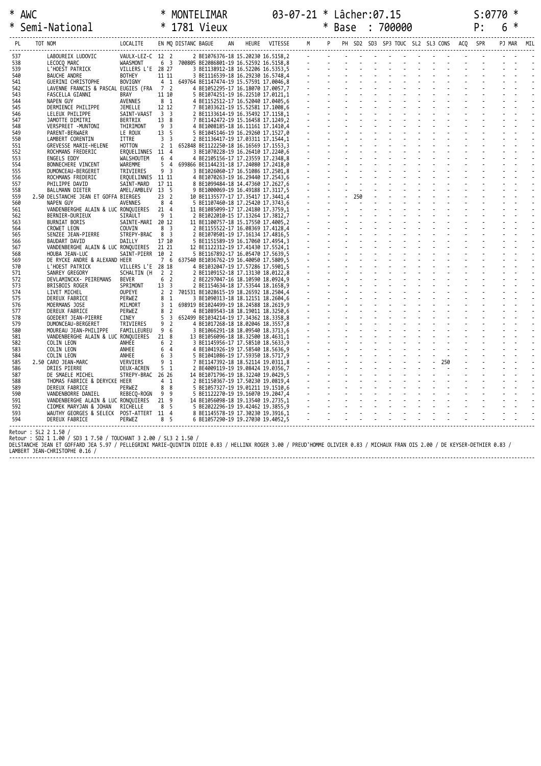\* AWC * MONTELIMAR 03-07-21 * Lâcher:07.15 S:0770 *
\* Semi-National * 1781 Vieux * Base : 700000 P: 6 *

| PL | TOT | NOM | LOCALITE | EN | MQ | DISTANC | BAGUE | AN | HEURE | VITESSE | M | P | PH | SD2 | SD3 | SP3 | TOUC | SL2 | SL3 | CONS | ACQ | SPR | PJ | MAR | MIL |
|---|---|---|---|---|---|---|---|---|---|---|---|---|---|---|---|---|---|---|---|---|---|---|---|---|---|
| 537 | | LABOUREIX LUDOVIC | VAULX-LEZ-C | 12 | 2 | 2 | BE1076376 | 18 | 15.20230 | 16.5158,2 | - | - | - | - | - | - | - | - | - | - | - | - | - | - | - |
| 538 | | LECOCQ MARC | WAASMONT | 6 | 3 | 700805 | BE2086801 | 19 | 16.52592 | 16.5158,8 | - | - | - | - | - | - | - | - | - | - | - | - | - | - | - |
| 539 | | L'HOEST PATRICK | VILLERS L'E | 28 | 27 | 3 | BE1138912 | 18 | 16.52206 | 16.5353,5 | - | - | - | - | - | - | - | - | - | - | - | - | - | - | - |
| 540 | | BAUCHE ANDRE | BOTHEY | 11 | 11 | 3 | BE1116539 | 18 | 16.29230 | 16.5748,4 | - | - | - | - | - | - | - | - | - | - | - | - | - | - | - |
| 541 | | GUERINI CHRISTOPHE | BOVIGNY | 4 | 1 | 649764 | BE1147474 | 19 | 15.57591 | 17.0046,8 | - | - | - | - | - | - | - | - | - | - | - | - | - | - | - |
| 542 | | LAVENNE FRANCIS & PASCAL | EUGIES (FRA | 7 | 2 | 4 | BE1052295 | 17 | 16.18070 | 17.0057,7 | - | - | - | - | - | - | - | - | - | - | - | - | - | - | - |
| 543 | | FASCELLA GIANNI | BRAY | 11 | 10 | 5 | BE1074251 | 19 | 16.22510 | 17.0121,1 | - | - | - | - | - | - | - | - | - | - | - | - | - | - | - |
| 544 | | NAPEN GUY | AVENNES | 8 | 1 | 4 | BE1152512 | 17 | 16.52040 | 17.0405,6 | - | - | - | - | - | - | - | - | - | - | - | - | - | - | - |
| 545 | | DERMIENCE PHILIPPE | JEMELLE | 12 | 12 | 7 | BE1033621 | 19 | 15.52581 | 17.1008,6 | - | - | - | - | - | - | - | - | - | - | - | - | - | - | - |
| 546 | | LELEUX PHILIPPE | SAINT-VAAST | 3 | 3 | 2 | BE1133614 | 19 | 16.35492 | 17.1158,1 | - | - | - | - | - | - | - | - | - | - | - | - | - | - | - |
| 547 | | JAMOTTE DIMITRI | BERTRIX | 13 | 8 | 7 | BE1142472 | 19 | 15.16458 | 17.1249,2 | - | - | - | - | - | - | - | - | - | - | - | - | - | - | - |
| 548 | | VERSPREET -MUNTONI | THIRIMONT | 9 | 3 | 4 | BE1008185 | 18 | 16.11161 | 17.1410,4 | - | - | - | - | - | - | - | - | - | - | - | - | - | - | - |
| 549 | | PARENT-BERWAER | LE ROUX | 13 | 5 | 5 | BE1045146 | 19 | 16.29260 | 17.1527,0 | - | - | - | - | - | - | - | - | - | - | - | - | - | - | - |
| 550 | | LAMBERT CORENTIN | ITTRE | 3 | 3 | 2 | BE1136417 | 19 | 17.03311 | 17.1544,1 | - | - | - | - | - | - | - | - | - | - | - | - | - | - | - |
| 551 | | GREVESSE MARIE-HELENE | HOTTON | 2 | 1 | 652848 | BE1122250 | 18 | 16.16569 | 17.1553,3 | - | - | - | - | - | - | - | - | - | - | - | - | - | - | - |
| 552 | | ROCHMANS FREDERIC | ERQUELINNES | 11 | 4 | 3 | BE1070228 | 19 | 16.26410 | 17.2240,6 | - | - | - | - | - | - | - | - | - | - | - | - | - | - | - |
| 553 | | ENGELS EDDY | WALSHOUTEM | 6 | 4 | 4 | BE2105156 | 17 | 17.23559 | 17.2348,8 | - | - | - | - | - | - | - | - | - | - | - | - | - | - | - |
| 554 | | BONNECHERE VINCENT | WAREMME | 5 | 4 | 699866 | BE1144231 | 18 | 17.24080 | 17.2418,0 | - | - | - | - | - | - | - | - | - | - | - | - | - | - | - |
| 555 | | DUMONCEAU-BERGERET | TRIVIERES | 9 | 3 | 3 | BE1026060 | 17 | 16.51086 | 17.2501,8 | - | - | - | - | - | - | - | - | - | - | - | - | - | - | - |
| 556 | | ROCHMANS FREDERIC | ERQUELINNES | 11 | 11 | 4 | BE1070263 | 19 | 16.29440 | 17.2543,6 | - | - | - | - | - | - | - | - | - | - | - | - | - | - | - |
| 557 | | PHILIPPE DAVID | SAINT-MARD | 17 | 11 | 8 | BE1099484 | 18 | 14.47360 | 17.2627,6 | - | - | - | - | - | - | - | - | - | - | - | - | - | - | - |
| 558 | | BALLMANN DIETER | AMEL/AMBLEV | 13 | 5 | 9 | BE1000069 | 19 | 16.49188 | 17.3117,5 | - | - | - | - | - | - | - | - | - | - | - | - | - | - | - |
| 559 | 2.50 | DELSTANCHE JEAN ET GOFFA | BIERGES | 23 | 2 | 10 | BE1135577 | 17 | 17.35417 | 17.3441,4 | - | - | - | 250 | - | - | - | - | - | - | - | - | - | - | - |
| 560 | | NAPEN GUY | AVENNES | 8 | 4 | 5 | BE1107460 | 18 | 17.25420 | 17.3743,6 | - | - | - | - | - | - | - | - | - | - | - | - | - | - | - |
| 561 | | VANDENBERGHE ALAIN & LUC | RONQUIERES | 21 | 4 | 11 | BE1085099 | 17 | 17.24180 | 17.3759,1 | - | - | - | - | - | - | - | - | - | - | - | - | - | - | - |
| 562 | | BERNIER-DURIEUX | SIRAULT | 9 | 1 | 2 | BE1022010 | 15 | 17.13264 | 17.3812,7 | - | - | - | - | - | - | - | - | - | - | - | - | - | - | - |
| 563 | | BURNIAT BORIS | SAINTE-MARI | 20 | 12 | 11 | BE1100757 | 18 | 15.17550 | 17.4005,2 | - | - | - | - | - | - | - | - | - | - | - | - | - | - | - |
| 564 | | CROWET LEON | COUVIN | 8 | 3 | 2 | BE1155522 | 17 | 16.08369 | 17.4128,4 | - | - | - | - | - | - | - | - | - | - | - | - | - | - | - |
| 565 | | SENZEE JEAN-PIERRE | STREPY-BRAC | 8 | 3 | 2 | BE1070501 | 19 | 17.16134 | 17.4816,5 | - | - | - | - | - | - | - | - | - | - | - | - | - | - | - |
| 566 | | BAUDART DAVID | DAILLY | 17 | 10 | 5 | BE1151589 | 19 | 16.17060 | 17.4954,3 | - | - | - | - | - | - | - | - | - | - | - | - | - | - | - |
| 567 | | VANDENBERGHE ALAIN & LUC | RONQUIERES | 21 | 21 | 12 | BE1122312 | 19 | 17.41430 | 17.5524,1 | - | - | - | - | - | - | - | - | - | - | - | - | - | - | - |
| 568 | | HOUBA JEAN-LUC | SAINT-PIERR | 10 | 2 | 5 | BE1167892 | 17 | 16.05470 | 17.5639,5 | - | - | - | - | - | - | - | - | - | - | - | - | - | - | - |
| 569 | | DE RYCKE ANDRE & ALEXAND | HEER | 7 | 6 | 637540 | BE1036762 | 19 | 16.40050 | 17.5809,5 | - | - | - | - | - | - | - | - | - | - | - | - | - | - | - |
| 570 | | L'HOEST PATRICK | VILLERS L'E | 28 | 18 | 4 | BE1032047 | 19 | 17.57286 | 17.5901,5 | - | - | - | - | - | - | - | - | - | - | - | - | - | - | - |
| 571 | | SANREY GREGORY | SCHALTIN (H | 2 | 2 | 2 | BE1109152 | 18 | 17.13130 | 18.0122,8 | - | - | - | - | - | - | - | - | - | - | - | - | - | - | - |
| 572 | | DEVLAMINCKX- PEIREMANS | BEVER | 6 | 2 | 2 | BE2297047 | 16 | 18.10590 | 18.0924,9 | - | - | - | - | - | - | - | - | - | - | - | - | - | - | - |
| 573 | | BRISBOIS ROGER | SPRIMONT | 13 | 3 | 2 | BE1154634 | 18 | 17.53544 | 18.1658,9 | - | - | - | - | - | - | - | - | - | - | - | - | - | - | - |
| 574 | | LIVET MICHEL | OUPEYE | 2 | 2 | 701531 | BE1028615 | 19 | 18.26592 | 18.2504,4 | - | - | - | - | - | - | - | - | - | - | - | - | - | - | - |
| 575 | | DEREUX FABRICE | PERWEZ | 8 | 1 | 3 | BE1090313 | 18 | 18.12151 | 18.2604,6 | - | - | - | - | - | - | - | - | - | - | - | - | - | - | - |
| 576 | | MOERMANS JOSE | MILMORT | 3 | 1 | 698919 | BE1024499 | 19 | 18.24588 | 18.2619,9 | - | - | - | - | - | - | - | - | - | - | - | - | - | - | - |
| 577 | | DEREUX FABRICE | PERWEZ | 8 | 2 | 4 | BE1089543 | 18 | 18.19011 | 18.3250,6 | - | - | - | - | - | - | - | - | - | - | - | - | - | - | - |
| 578 | | GOEDERT JEAN-PIERRE | CINEY | 5 | 3 | 652499 | BE1034214 | 19 | 17.34362 | 18.3358,8 | - | - | - | - | - | - | - | - | - | - | - | - | - | - | - |
| 579 | | DUMONCEAU-BERGERET | TRIVIERES | 9 | 2 | 4 | BE1017268 | 18 | 18.02046 | 18.3557,8 | - | - | - | - | - | - | - | - | - | - | - | - | - | - | - |
| 580 | | MOUREAU JEAN-PHILIPPE | FAMILLEUREU | 9 | 6 | 3 | BE1066291 | 18 | 18.09540 | 18.3713,6 | - | - | - | - | - | - | - | - | - | - | - | - | - | - | - |
| 581 | | VANDENBERGHE ALAIN & LUC | RONQUIERES | 21 | 8 | 13 | BE1056096 | 18 | 18.32500 | 18.4631,1 | - | - | - | - | - | - | - | - | - | - | - | - | - | - | - |
| 582 | | COLIN LEON | ANHEE | 6 | 2 | 3 | BE1145956 | 17 | 17.58510 | 18.5633,9 | - | - | - | - | - | - | - | - | - | - | - | - | - | - | - |
| 583 | | COLIN LEON | ANHEE | 6 | 4 | 4 | BE1041926 | 19 | 17.58540 | 18.5636,9 | - | - | - | - | - | - | - | - | - | - | - | - | - | - | - |
| 584 | | COLIN LEON | ANHEE | 6 | 3 | 5 | BE1041086 | 19 | 17.59350 | 18.5717,9 | - | - | - | - | - | - | - | - | - | - | - | - | - | - | - |
| 585 | 2.50 | CARO JEAN-MARC | VERVIERS | 9 | 1 | 7 | BE1147392 | 18 | 18.52114 | 19.0311,8 | - | - | - | - | - | - | - | - | - | 250 | - | - | - | - | - |
| 586 | | DRIES PIERRE | DEUX-ACREN | 5 | 1 | 2 | BE4009119 | 19 | 19.08424 | 19.0356,7 | - | - | - | - | - | - | - | - | - | - | - | - | - | - | - |
| 587 | | DE SMAELE MICHEL | STREPY-BRAC | 26 | 26 | 14 | BE1071796 | 19 | 18.32240 | 19.0429,5 | - | - | - | - | - | - | - | - | - | - | - | - | - | - | - |
| 588 | | THOMAS FABRICE & DERYCKE | HEER | 4 | 1 | 2 | BE1150367 | 19 | 17.50230 | 19.0819,4 | - | - | - | - | - | - | - | - | - | - | - | - | - | - | - |
| 589 | | DEREUX FABRICE | PERWEZ | 8 | 8 | 5 | BE1057327 | 19 | 19.01211 | 19.1510,6 | - | - | - | - | - | - | - | - | - | - | - | - | - | - | - |
| 590 | | VANDENBORRE DANIEL | REBECQ-ROGN | 9 | 9 | 5 | BE1122270 | 19 | 19.16070 | 19.2047,4 | - | - | - | - | - | - | - | - | - | - | - | - | - | - | - |
| 591 | | VANDENBERGHE ALAIN & LUC | RONQUIERES | 21 | 9 | 14 | BE1056098 | 18 | 19.13540 | 19.2735,1 | - | - | - | - | - | - | - | - | - | - | - | - | - | - | - |
| 592 | | CIOMEK MARYJAN & JOHAN | RICHELLE | 8 | 5 | 5 | BE2022296 | 19 | 19.42462 | 19.3855,9 | - | - | - | - | - | - | - | - | - | - | - | - | - | - | - |
| 593 | | WAUTHY GEORGES & SELECK | POST-ATTERT | 11 | 4 | 8 | BE1145578 | 19 | 17.30230 | 19.3916,1 | - | - | - | - | - | - | - | - | - | - | - | - | - | - | - |
| 594 | | DEREUX FABRICE | PERWEZ | 8 | 5 | 6 | BE1057290 | 19 | 19.27030 | 19.4052,5 | - | - | - | - | - | - | - | - | - | - | - | - | - | - | - |

Retour : SL2 2 1.50 /
Retour : SD2 1 1.00 / SD3 1 7.50 / TOUCHANT 3 2.00 / SL3 2 1.50 /
DELSTANCHE JEAN ET GOFFARD JEA 5.97 / PELLEGRINI MARIE-QUINTIN DIDIE 0.83 / HELLINX ROGER 3.00 / PREUD'HOMME OLIVIER 0.83 / MICHAUX FRAN OIS 2.00 / DE KEYSER-DETHIER 0.83 /
LAMBERT JEAN-CHRISTOPHE 0.16 /